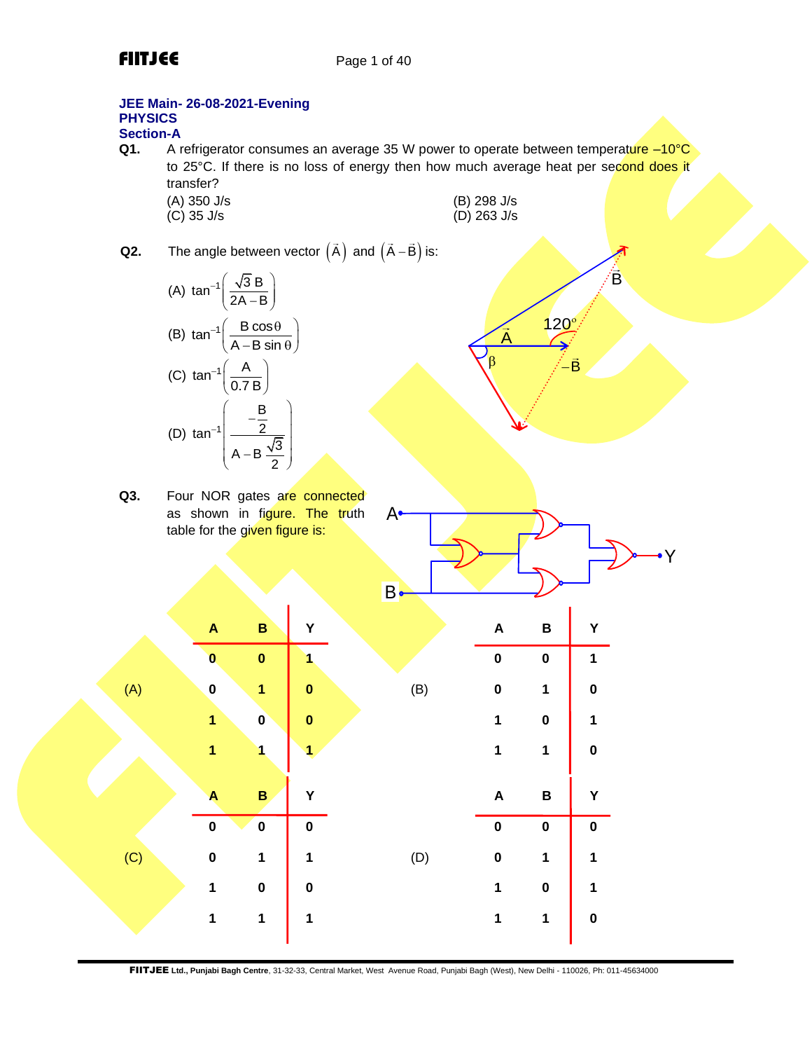**JEE Main- 26-08-2021-Evening**
**PHYSICS**
**Section-A**

**Q1.** A refrigerator consumes an average 35 W power to operate between temperature –10°C to 25°C. If there is no loss of energy then how much average heat per second does it transfer?

(A) 350 J/s
(B) 298 J/s
(C) 35 J/s
(D) 263 J/s

**Q2.** The angle between vector $(\vec{A})$ and $(\vec{A}-\vec{B})$ is:

(A) $\tan^{-1}\left(\dfrac{\sqrt{3}\,B}{2A-B}\right)$

(B) $\tan^{-1}\left(\dfrac{B\cos\theta}{A-B\sin\theta}\right)$

(C) $\tan^{-1}\left(\dfrac{A}{0.7\,B}\right)$

(D) $\tan^{-1}\left(\dfrac{-\dfrac{B}{2}}{A-B\dfrac{\sqrt{3}}{2}}\right)$

**Q3.** Four NOR gates are connected as shown in figure. The truth table for the given figure is:

(A)

| A | B | Y |
|---|---|---|
| 0 | 0 | 1 |
| 0 | 1 | 0 |
| 1 | 0 | 0 |
| 1 | 1 | 1 |

(B)

| A | B | Y |
|---|---|---|
| 0 | 0 | 1 |
| 0 | 1 | 0 |
| 1 | 0 | 1 |
| 1 | 1 | 0 |

(C)

| A | B | Y |
|---|---|---|
| 0 | 0 | 0 |
| 0 | 1 | 1 |
| 1 | 0 | 0 |
| 1 | 1 | 1 |

(D)

| A | B | Y |
|---|---|---|
| 0 | 0 | 0 |
| 0 | 1 | 1 |
| 1 | 0 | 1 |
| 1 | 1 | 0 |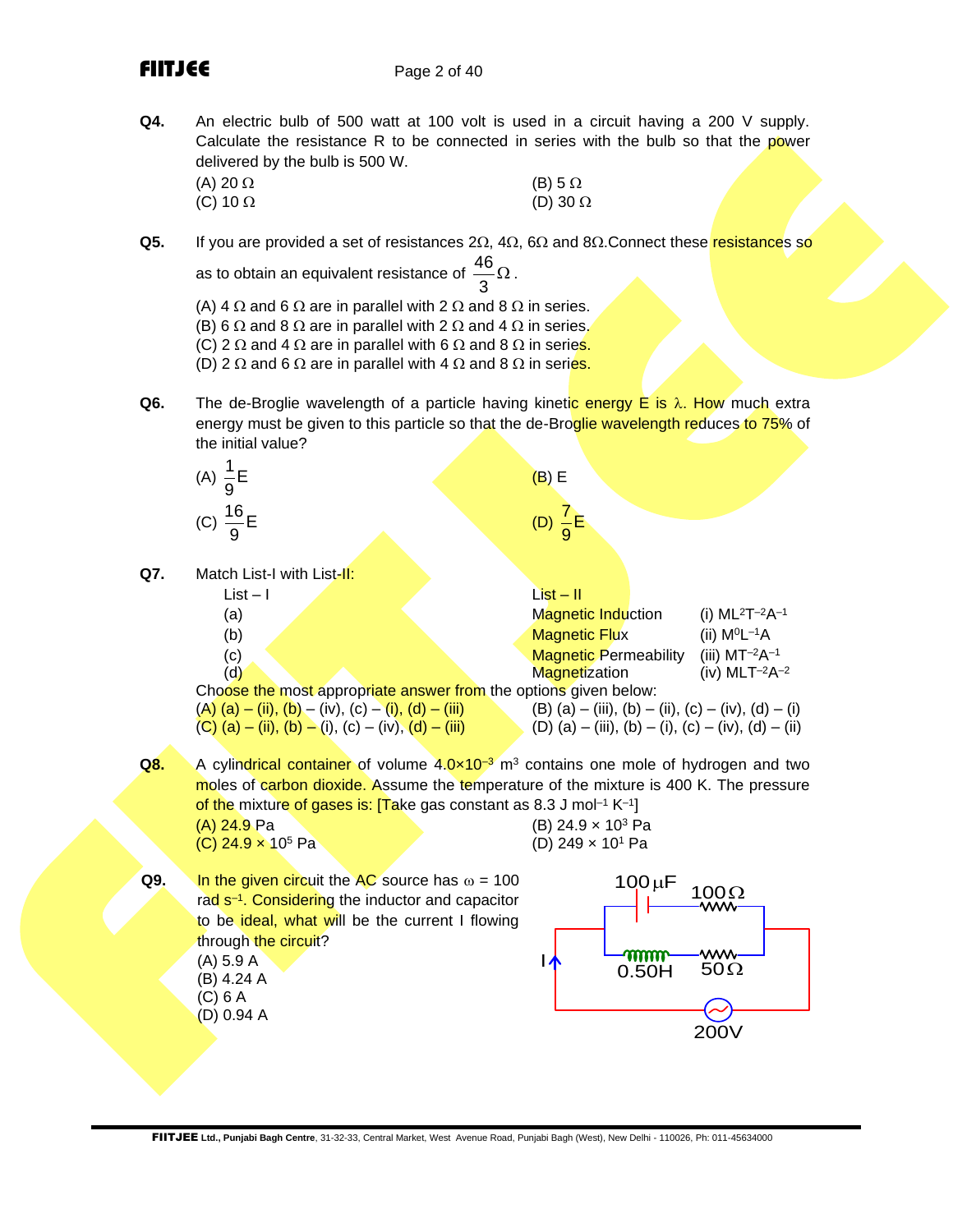**Q4.** An electric bulb of 500 watt at 100 volt is used in a circuit having a 200 V supply. Calculate the resistance R to be connected in series with the bulb so that the power delivered by the bulb is 500 W.

(A) 20 Ω (B) 5 Ω
(C) 10 Ω (D) 30 Ω

**Q5.** If you are provided a set of resistances 2Ω, 4Ω, 6Ω and 8Ω.Connect these resistances so as to obtain an equivalent resistance of $\frac{46}{3}\Omega$.

(A) 4 Ω and 6 Ω are in parallel with 2 Ω and 8 Ω in series.
(B) 6 Ω and 8 Ω are in parallel with 2 Ω and 4 Ω in series.
(C) 2 Ω and 4 Ω are in parallel with 6 Ω and 8 Ω in series.
(D) 2 Ω and 6 Ω are in parallel with 4 Ω and 8 Ω in series.

**Q6.** The de-Broglie wavelength of a particle having kinetic energy E is λ. How much extra energy must be given to this particle so that the de-Broglie wavelength reduces to 75% of the initial value?

(A) $\frac{1}{9}E$ (B) E
(C) $\frac{16}{9}E$ (D) $\frac{7}{9}E$

**Q7.** Match List-I with List-II:

| List – I | | List – II |
|---|---|---|
| (a) | Magnetic Induction | (i) $ML^2T^{-2}A^{-1}$ |
| (b) | Magnetic Flux | (ii) $M^0L^{-1}A$ |
| (c) | Magnetic Permeability | (iii) $MT^{-2}A^{-1}$ |
| (d) | Magnetization | (iv) $MLT^{-2}A^{-2}$ |

Choose the most appropriate answer from the options given below:

(A) (a) – (ii), (b) – (iv), (c) – (i), (d) – (iii) (B) (a) – (iii), (b) – (ii), (c) – (iv), (d) – (i)
(C) (a) – (ii), (b) – (i), (c) – (iv), (d) – (iii) (D) (a) – (iii), (b) – (i), (c) – (iv), (d) – (ii)

**Q8.** A cylindrical container of volume $4.0\times10^{-3}$ m$^3$ contains one mole of hydrogen and two moles of carbon dioxide. Assume the temperature of the mixture is 400 K. The pressure of the mixture of gases is: [Take gas constant as 8.3 J mol$^{-1}$ K$^{-1}$]

(A) 24.9 Pa (B) $24.9\times10^3$ Pa
(C) $24.9\times10^5$ Pa (D) $249\times10^1$ Pa

**Q9.** In the given circuit the AC source has ω = 100 rad s$^{-1}$. Considering the inductor and capacitor to be ideal, what will be the current I flowing through the circuit?

(A) 5.9 A
(B) 4.24 A
(C) 6 A
(D) 0.94 A

100 μF, 100Ω, 0.50H, 50Ω, I, 200V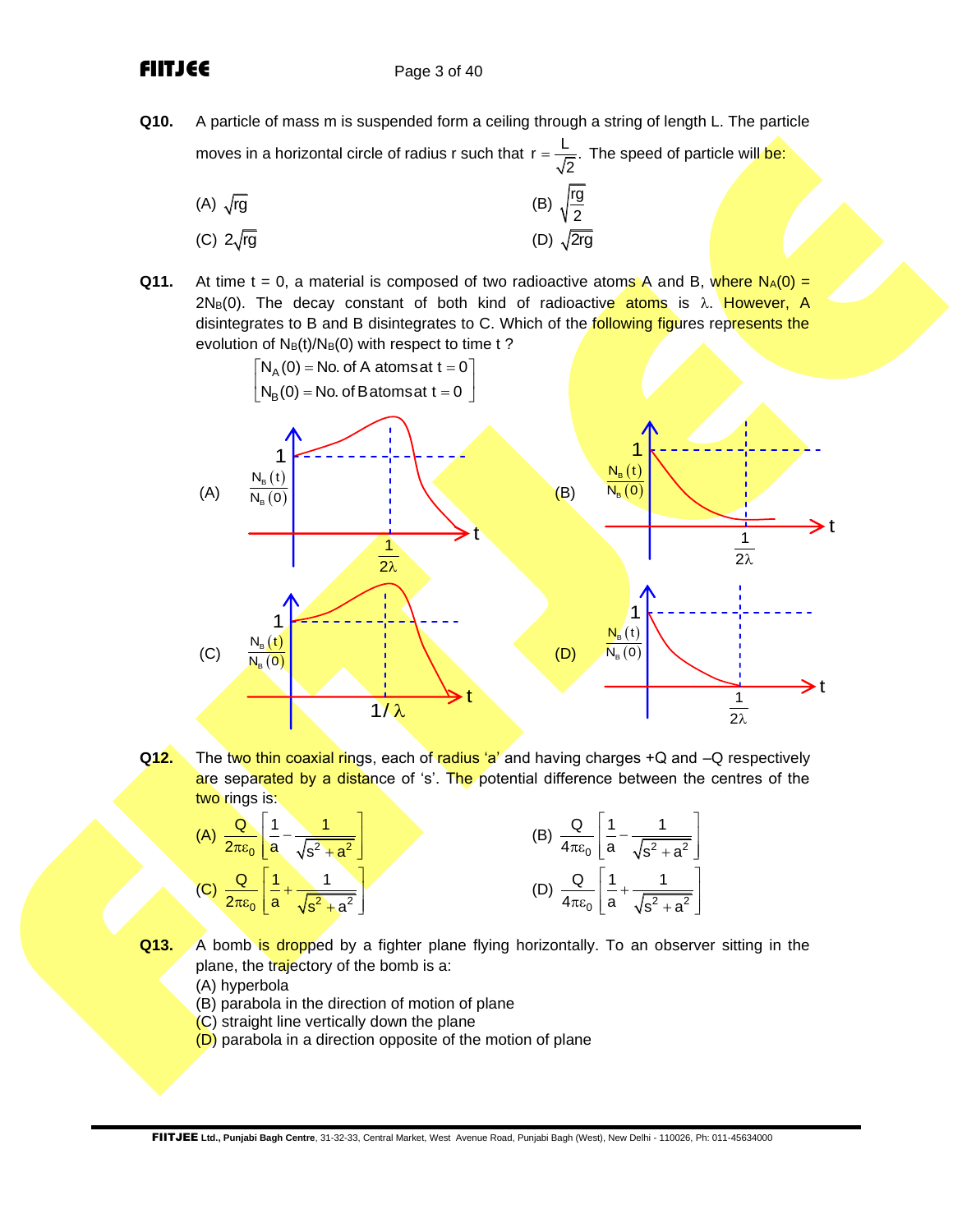**Q10.** A particle of mass m is suspended form a ceiling through a string of length L. The particle moves in a horizontal circle of radius r such that $r = \frac{L}{\sqrt{2}}$. The speed of particle will be:

(A) $\sqrt{rg}$

(B) $\sqrt{\frac{rg}{2}}$

(C) $2\sqrt{rg}$

(D) $\sqrt{2rg}$

**Q11.** At time t = 0, a material is composed of two radioactive atoms A and B, where $N_A(0) = 2N_B(0)$. The decay constant of both kind of radioactive atoms is $\lambda$. However, A disintegrates to B and B disintegrates to C. Which of the following figures represents the evolution of $N_B(t)/N_B(0)$ with respect to time t ?

$$\begin{bmatrix} N_A(0) = \text{No. of A atoms at } t = 0 \\ N_B(0) = \text{No. of B atoms at } t = 0 \end{bmatrix}$$

(A) Graph of $\frac{N_B(t)}{N_B(0)}$ vs t: starts at 1, rises to a maximum at $t = \frac{1}{2\lambda}$, then falls.

(B) Graph of $\frac{N_B(t)}{N_B(0)}$ vs t: starts at 1 and decreases monotonically; $t = \frac{1}{2\lambda}$ marked.

(C) Graph of $\frac{N_B(t)}{N_B(0)}$ vs t: starts at 1, rises to a maximum at $t = 1/\lambda$, then falls.

(D) Graph of $\frac{N_B(t)}{N_B(0)}$ vs t: starts at 1 and decreases to zero at $t = \frac{1}{2\lambda}$.

**Q12.** The two thin coaxial rings, each of radius 'a' and having charges +Q and –Q respectively are separated by a distance of 's'. The potential difference between the centres of the two rings is:

(A) $\frac{Q}{2\pi\varepsilon_0}\left[\frac{1}{a} - \frac{1}{\sqrt{s^2 + a^2}}\right]$

(B) $\frac{Q}{4\pi\varepsilon_0}\left[\frac{1}{a} - \frac{1}{\sqrt{s^2 + a^2}}\right]$

(C) $\frac{Q}{2\pi\varepsilon_0}\left[\frac{1}{a} + \frac{1}{\sqrt{s^2 + a^2}}\right]$

(D) $\frac{Q}{4\pi\varepsilon_0}\left[\frac{1}{a} + \frac{1}{\sqrt{s^2 + a^2}}\right]$

**Q13.** A bomb is dropped by a fighter plane flying horizontally. To an observer sitting in the plane, the trajectory of the bomb is a:

(A) hyperbola
(B) parabola in the direction of motion of plane
(C) straight line vertically down the plane
(D) parabola in a direction opposite of the motion of plane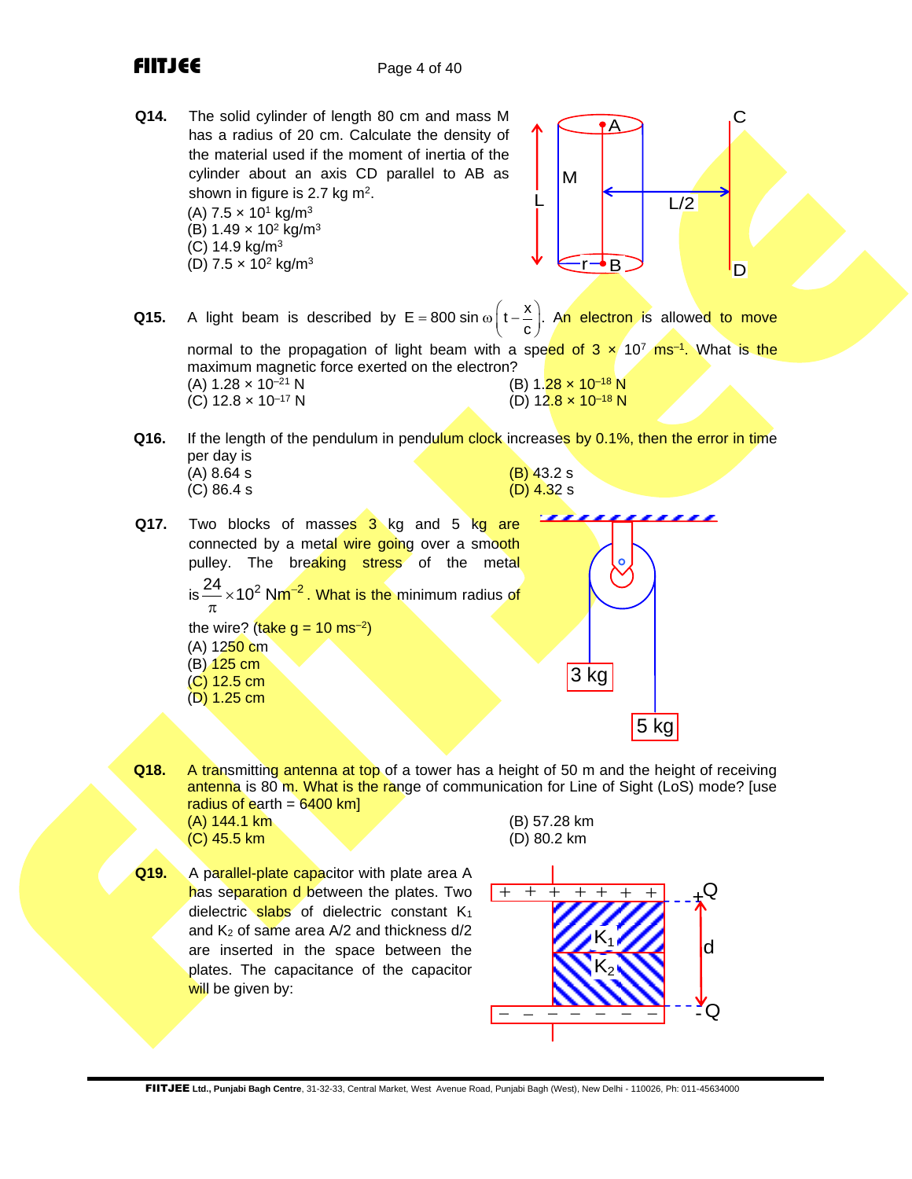**Q14.** The solid cylinder of length 80 cm and mass M has a radius of 20 cm. Calculate the density of the material used if the moment of inertia of the cylinder about an axis CD parallel to AB as shown in figure is 2.7 kg m$^2$.

(A) $7.5 \times 10^1$ kg/m$^3$
(B) $1.49 \times 10^2$ kg/m$^3$
(C) 14.9 kg/m$^3$
(D) $7.5 \times 10^2$ kg/m$^3$

**Q15.** A light beam is described by $E = 800 \sin \omega \left( t - \frac{x}{c} \right)$. An electron is allowed to move normal to the propagation of light beam with a speed of $3 \times 10^7$ ms$^{-1}$. What is the maximum magnetic force exerted on the electron?

(A) $1.28 \times 10^{-21}$ N
(B) $1.28 \times 10^{-18}$ N
(C) $12.8 \times 10^{-17}$ N
(D) $12.8 \times 10^{-18}$ N

**Q16.** If the length of the pendulum in pendulum clock increases by 0.1%, then the error in time per day is

(A) 8.64 s
(B) 43.2 s
(C) 86.4 s
(D) 4.32 s

**Q17.** Two blocks of masses 3 kg and 5 kg are connected by a metal wire going over a smooth pulley. The breaking stress of the metal is $\frac{24}{\pi} \times 10^2$ Nm$^{-2}$. What is the minimum radius of the wire? (take g = 10 ms$^{-2}$)

(A) 1250 cm
(B) 125 cm
(C) 12.5 cm
(D) 1.25 cm

**Q18.** A transmitting antenna at top of a tower has a height of 50 m and the height of receiving antenna is 80 m. What is the range of communication for Line of Sight (LoS) mode? [use radius of earth = 6400 km]

(A) 144.1 km
(B) 57.28 km
(C) 45.5 km
(D) 80.2 km

**Q19.** A parallel-plate capacitor with plate area A has separation d between the plates. Two dielectric slabs of dielectric constant $K_1$ and $K_2$ of same area A/2 and thickness d/2 are inserted in the space between the plates. The capacitance of the capacitor will be given by: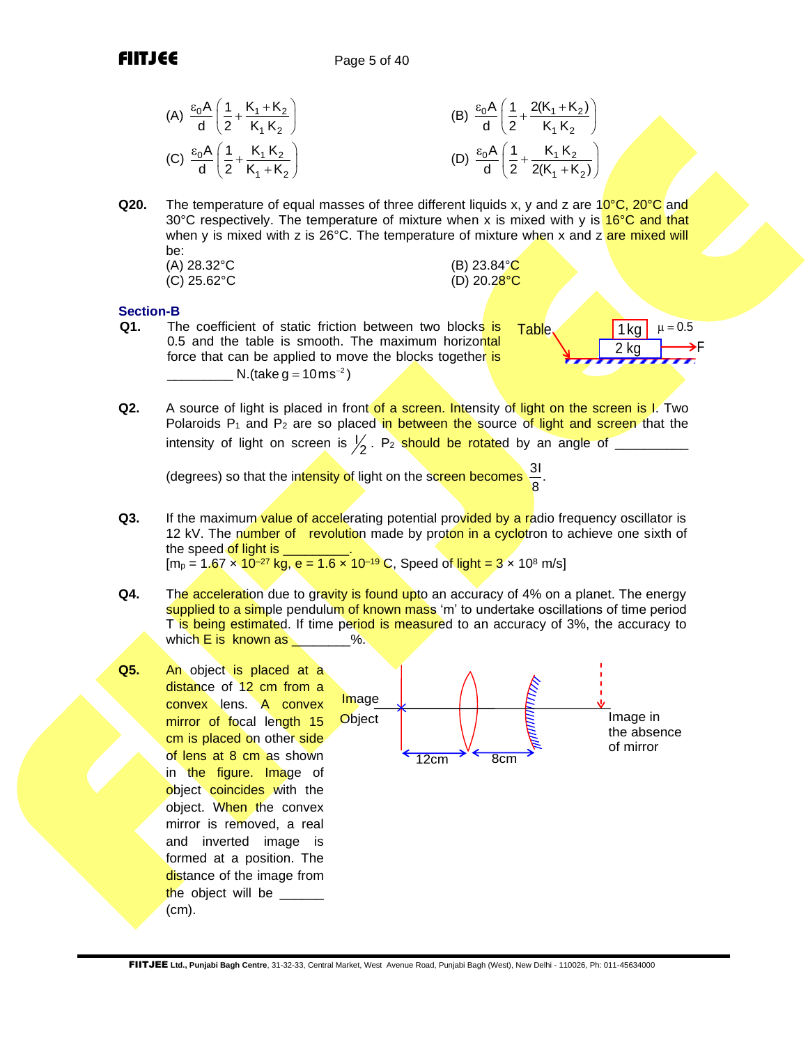(A) $\frac{\varepsilon_0 A}{d}\left(\frac{1}{2}+\frac{K_1+K_2}{K_1 K_2}\right)$ (B) $\frac{\varepsilon_0 A}{d}\left(\frac{1}{2}+\frac{2(K_1+K_2)}{K_1 K_2}\right)$

(C) $\frac{\varepsilon_0 A}{d}\left(\frac{1}{2}+\frac{K_1 K_2}{K_1+K_2}\right)$ (D) $\frac{\varepsilon_0 A}{d}\left(\frac{1}{2}+\frac{K_1 K_2}{2(K_1+K_2)}\right)$

**Q20.** The temperature of equal masses of three different liquids x, y and z are 10°C, 20°C and 30°C respectively. The temperature of mixture when x is mixed with y is 16°C and that when y is mixed with z is 26°C. The temperature of mixture when x and z are mixed will be:

(A) 28.32°C (B) 23.84°C

(C) 25.62°C (D) 20.28°C

## Section-B

**Q1.** The coefficient of static friction between two blocks is 0.5 and the table is smooth. The maximum horizontal force that can be applied to move the blocks together is _________ N. (take $g = 10\,ms^{-2}$)

Table; 1 kg; $\mu = 0.5$; 2 kg; F

**Q2.** A source of light is placed in front of a screen. Intensity of light on the screen is I. Two Polaroids $P_1$ and $P_2$ are so placed in between the source of light and screen that the intensity of light on screen is $I/2$. $P_2$ should be rotated by an angle of __________ (degrees) so that the intensity of light on the screen becomes $\frac{3I}{8}$.

**Q3.** If the maximum value of accelerating potential provided by a radio frequency oscillator is 12 kV. The number of revolution made by proton in a cyclotron to achieve one sixth of the speed of light is _________.

[$m_p = 1.67 \times 10^{-27}$ kg, $e = 1.6 \times 10^{-19}$ C, Speed of light = $3 \times 10^8$ m/s]

**Q4.** The acceleration due to gravity is found upto an accuracy of 4% on a planet. The energy supplied to a simple pendulum of known mass 'm' to undertake oscillations of time period T is being estimated. If time period is measured to an accuracy of 3%, the accuracy to which E is known as ________%.

**Q5.** An object is placed at a distance of 12 cm from a convex lens. A convex mirror of focal length 15 cm is placed on other side of lens at 8 cm as shown in the figure. Image of object coincides with the object. When the convex mirror is removed, a real and inverted image is formed at a position. The distance of the image from the object will be ______ (cm).

Image; Object; 12cm; 8cm; Image in the absence of mirror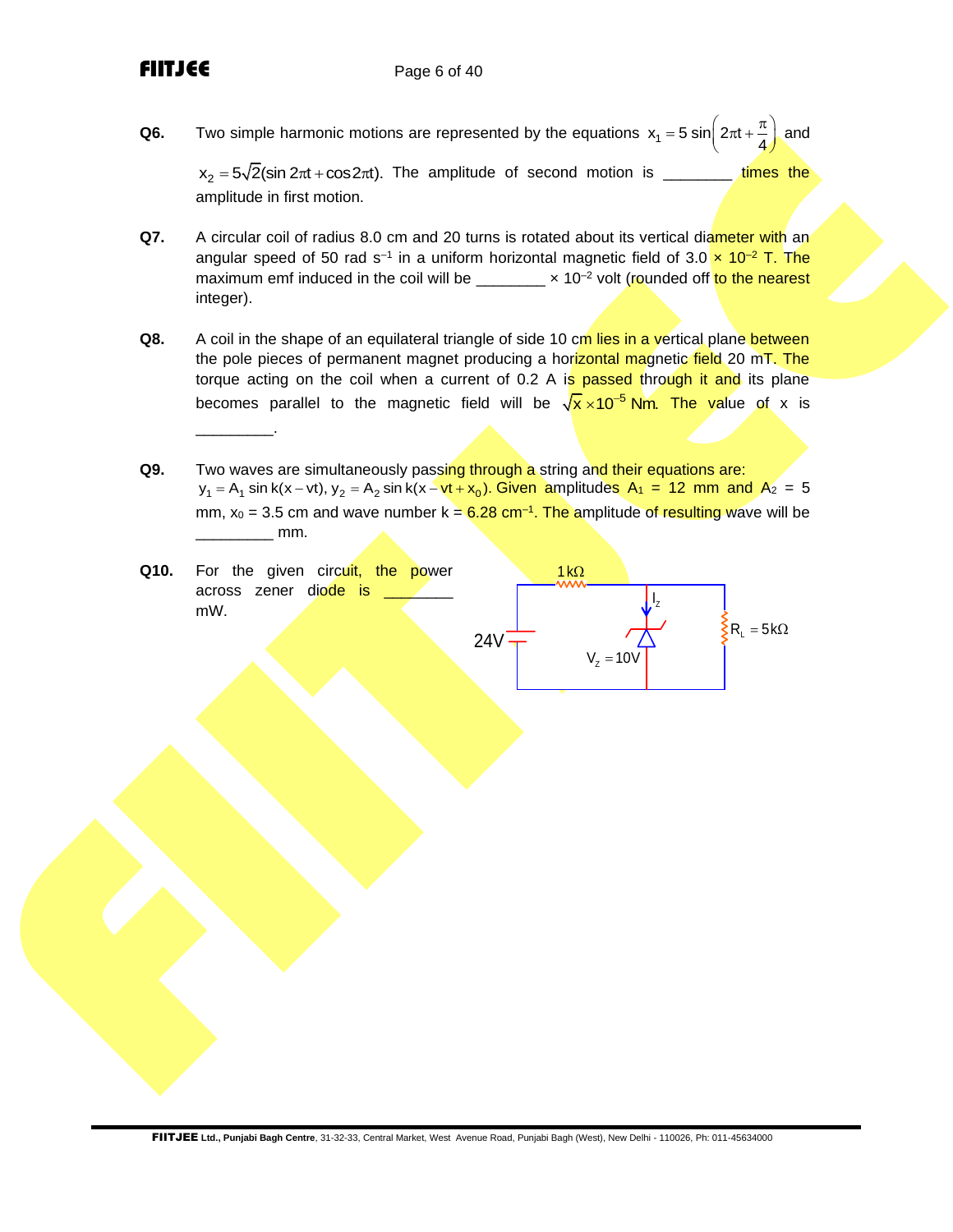**Q6.** Two simple harmonic motions are represented by the equations $x_1 = 5\sin\left(2\pi t + \frac{\pi}{4}\right)$ and $x_2 = 5\sqrt{2}(\sin 2\pi t + \cos 2\pi t)$. The amplitude of second motion is ________ times the amplitude in first motion.

**Q7.** A circular coil of radius 8.0 cm and 20 turns is rotated about its vertical diameter with an angular speed of 50 rad $s^{-1}$ in a uniform horizontal magnetic field of $3.0 \times 10^{-2}$ T. The maximum emf induced in the coil will be ________ $\times 10^{-2}$ volt (rounded off to the nearest integer).

**Q8.** A coil in the shape of an equilateral triangle of side 10 cm lies in a vertical plane between the pole pieces of permanent magnet producing a horizontal magnetic field 20 mT. The torque acting on the coil when a current of 0.2 A is passed through it and its plane becomes parallel to the magnetic field will be $\sqrt{x} \times 10^{-5}$ Nm. The value of x is ________.

**Q9.** Two waves are simultaneously passing through a string and their equations are: $y_1 = A_1 \sin k(x - vt)$, $y_2 = A_2 \sin k(x - vt + x_0)$. Given amplitudes $A_1$ = 12 mm and $A_2$ = 5 mm, $x_0$ = 3.5 cm and wave number k = 6.28 $cm^{-1}$. The amplitude of resulting wave will be ________ mm.

**Q10.** For the given circuit, the power across zener diode is ________ mW.

(Circuit: 24V source, series resistor $1\,k\Omega$, zener diode with $V_z = 10V$ and current $I_z$, load $R_L = 5\,k\Omega$ in parallel with zener.)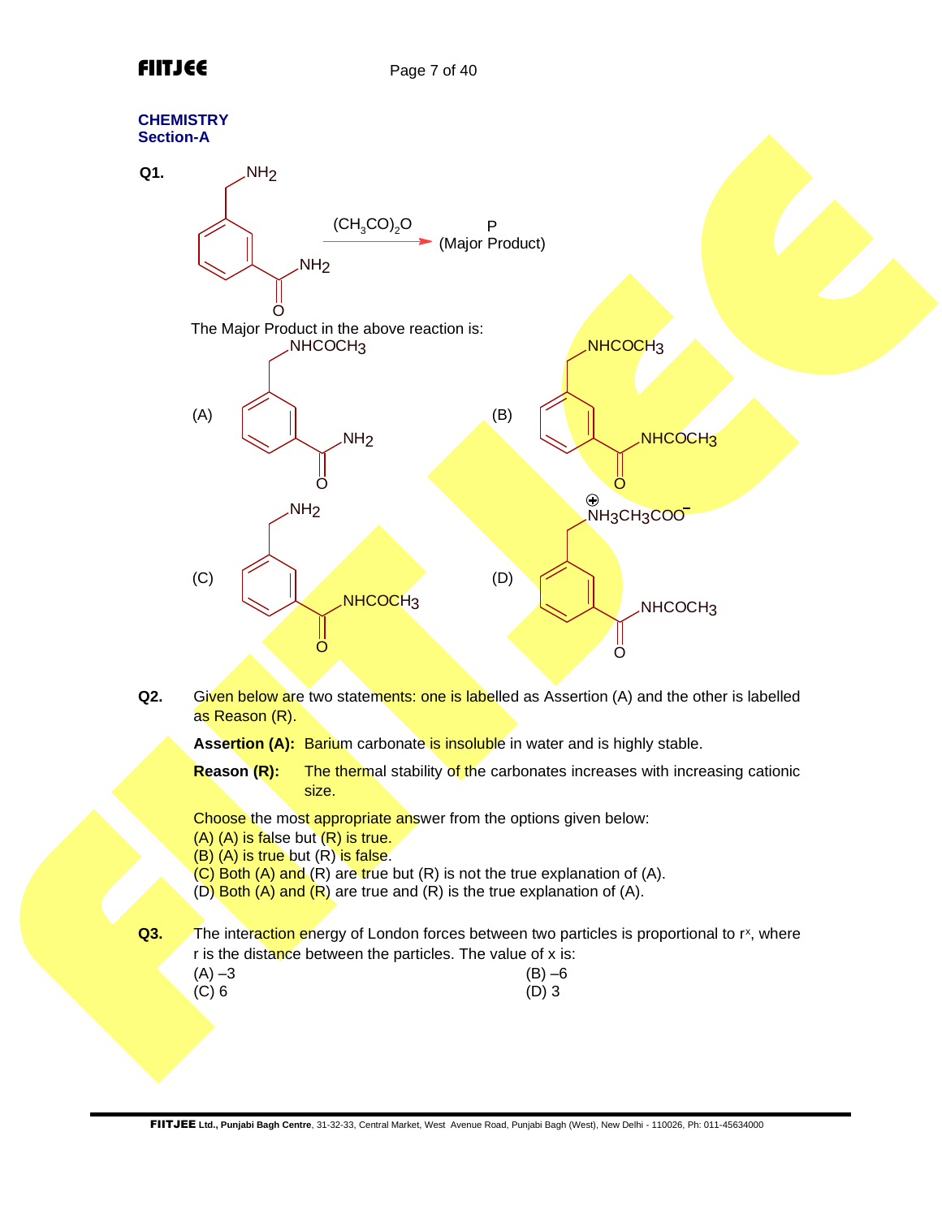**CHEMISTRY**
**Section-A**

**Q1.** 3-(Aminomethyl)benzamide (benzene ring bearing $CH_2NH_2$ and $CONH_2$ groups in meta positions) $\xrightarrow{(CH_3CO)_2O}$ P (Major Product)

The Major Product in the above reaction is:

(A) Benzene ring bearing $CH_2NHCOCH_3$ and $CONH_2$ (meta)

(B) Benzene ring bearing $CH_2NHCOCH_3$ and $CONHCOCH_3$ (meta)

(C) Benzene ring bearing $CH_2NH_2$ and $CONHCOCH_3$ (meta)

(D) Benzene ring bearing $CH_2\overset{\oplus}{N}H_3CH_3COO^-$ and $CONHCOCH_3$ (meta)

**Q2.** Given below are two statements: one is labelled as Assertion (A) and the other is labelled as Reason (R).

**Assertion (A):** Barium carbonate is insoluble in water and is highly stable.

**Reason (R):** The thermal stability of the carbonates increases with increasing cationic size.

Choose the most appropriate answer from the options given below:
(A) (A) is false but (R) is true.
(B) (A) is true but (R) is false.
(C) Both (A) and (R) are true but (R) is not the true explanation of (A).
(D) Both (A) and (R) are true and (R) is the true explanation of (A).

**Q3.** The interaction energy of London forces between two particles is proportional to $r^x$, where r is the distance between the particles. The value of x is:

(A) –3
(B) –6
(C) 6
(D) 3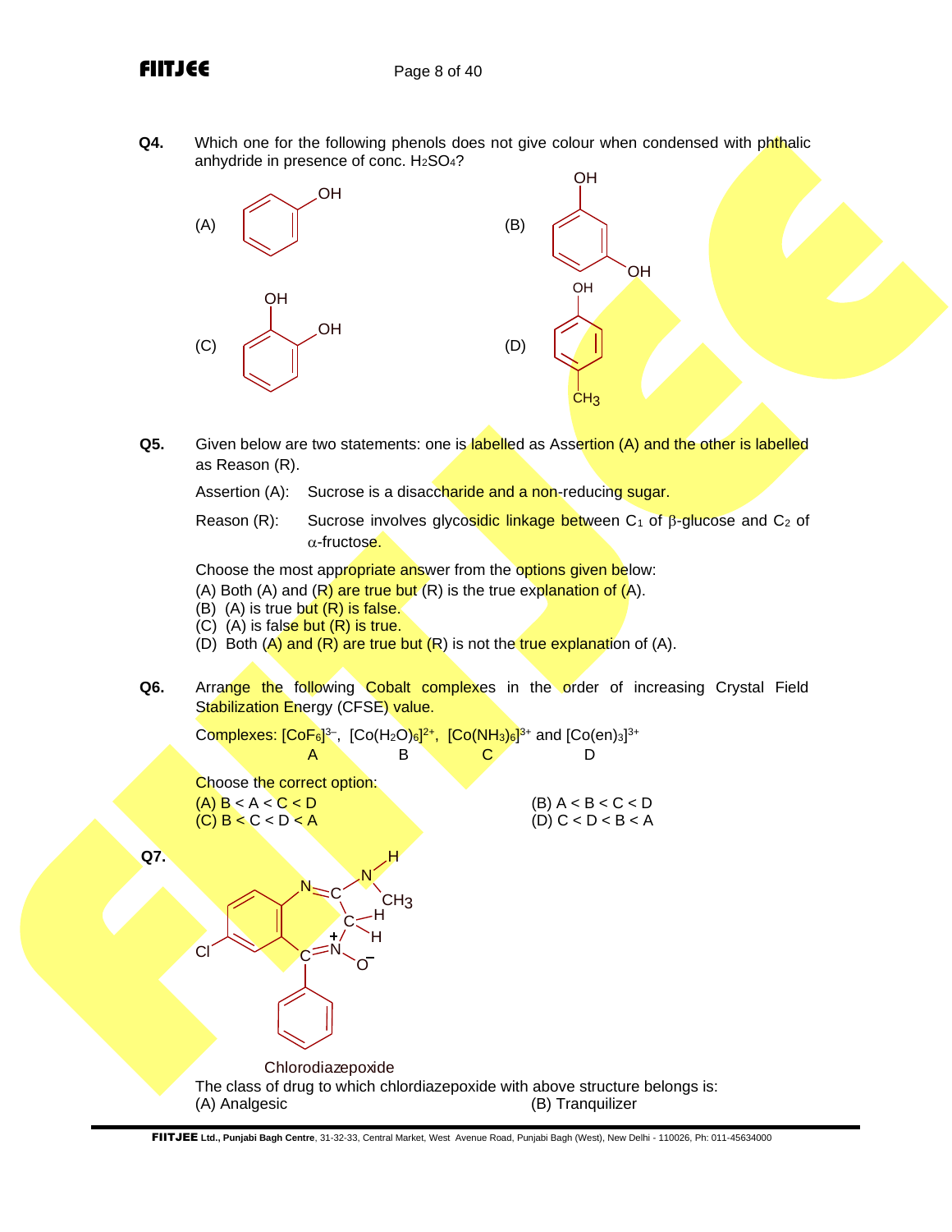**Q4.** Which one for the following phenols does not give colour when condensed with phthalic anhydride in presence of conc. $H_2SO_4$?

(A) Phenol (benzene ring with OH)

(B) Benzene ring with two OH groups in meta positions (resorcinol)

(C) Benzene ring with two OH groups in ortho positions (catechol)

(D) Benzene ring with OH and $CH_3$ in para positions (p-cresol)

**Q5.** Given below are two statements: one is labelled as Assertion (A) and the other is labelled as Reason (R).

Assertion (A): Sucrose is a disaccharide and a non-reducing sugar.

Reason (R): Sucrose involves glycosidic linkage between $C_1$ of $\beta$-glucose and $C_2$ of $\alpha$-fructose.

Choose the most appropriate answer from the options given below:

(A) Both (A) and (R) are true but (R) is the true explanation of (A).
(B) (A) is true but (R) is false.
(C) (A) is false but (R) is true.
(D) Both (A) and (R) are true but (R) is not the true explanation of (A).

**Q6.** Arrange the following Cobalt complexes in the order of increasing Crystal Field Stabilization Energy (CFSE) value.

Complexes: $[CoF_6]^{3-}$ (A), $[Co(H_2O)_6]^{2+}$ (B), $[Co(NH_3)_6]^{3+}$ (C) and $[Co(en)_3]^{3+}$ (D)

Choose the correct option:

(A) B < A < C < D
(B) A < B < C < D
(C) B < C < D < A
(D) C < D < B < A

**Q7.**

(Structure of chlordiazepoxide: Cl-substituted benzene ring fused to a seven-membered ring containing N=C(–NH–$CH_3$), $CH_2$, and $\overset{+}{N}$–$O^-$ (N-oxide) =C bearing a phenyl group)

Chlorodiazepoxide

The class of drug to which chlordiazepoxide with above structure belongs is:

(A) Analgesic
(B) Tranquilizer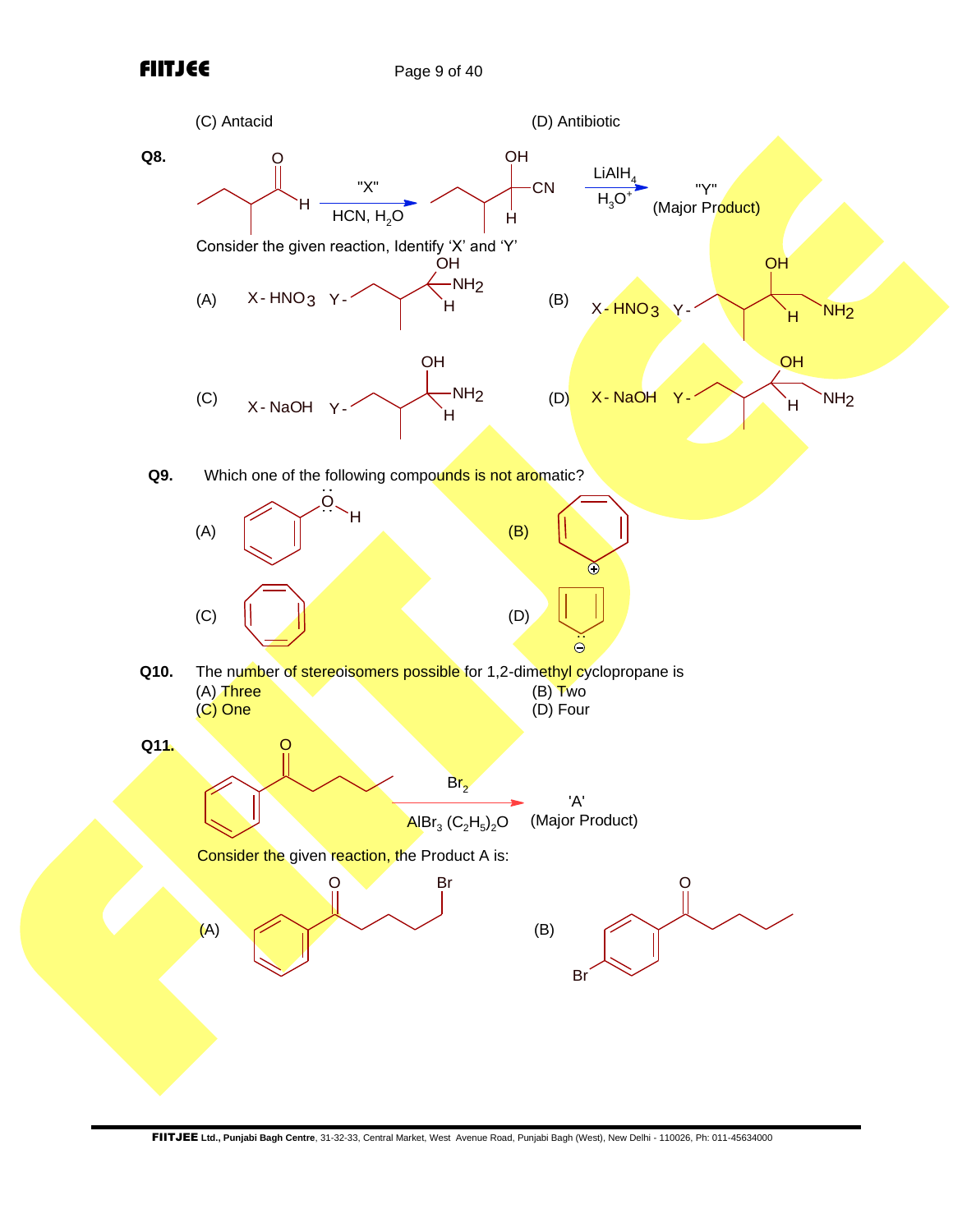(C) Antacid (D) Antibiotic

**Q8.** 

2-methylbutanal $\xrightarrow[\text{HCN, } H_2O]{\text{"X"}}$ 2-hydroxy-3-methylpentanenitrile (OH, CN, H) $\xrightarrow[H_3O^+]{LiAlH_4}$ "Y" (Major Product)

Consider the given reaction, Identify 'X' and 'Y'

(A) X - $HNO_3$ Y - (structure: C(OH)(NH₂)(H) attached to sec-butyl chain)

(B) X - $HNO_3$ Y - (structure: CH(OH)–CH₂–NH₂ attached to sec-butyl chain)

(C) X - NaOH Y - (structure: C(OH)(NH₂)(H) attached to sec-butyl chain)

(D) X - NaOH Y - (structure: CH(OH)–CH₂–NH₂ attached to sec-butyl chain)

**Q9.** Which one of the following compounds is not aromatic?

(A) Phenol (C₆H₅–ÖH)

(B) Cycloheptatrienyl cation (tropylium, ⊕)

(C) Cyclooctatetraene

(D) Cyclopentadienyl anion (⊖)

**Q10.** The number of stereoisomers possible for 1,2-dimethyl cyclopropane is

(A) Three (B) Two

(C) One (D) Four

**Q11.**

C₆H₅–CO–CH₂CH₂CH₂CH₃ $\xrightarrow[AlBr_3\ (C_2H_5)_2O]{Br_2}$ 'A' (Major Product)

Consider the given reaction, the Product A is:

(A) C₆H₅–CO–CH₂CH₂CH₂CH₂Br

(B) p-Br–C₆H₄–CO–CH₂CH₂CH₂CH₃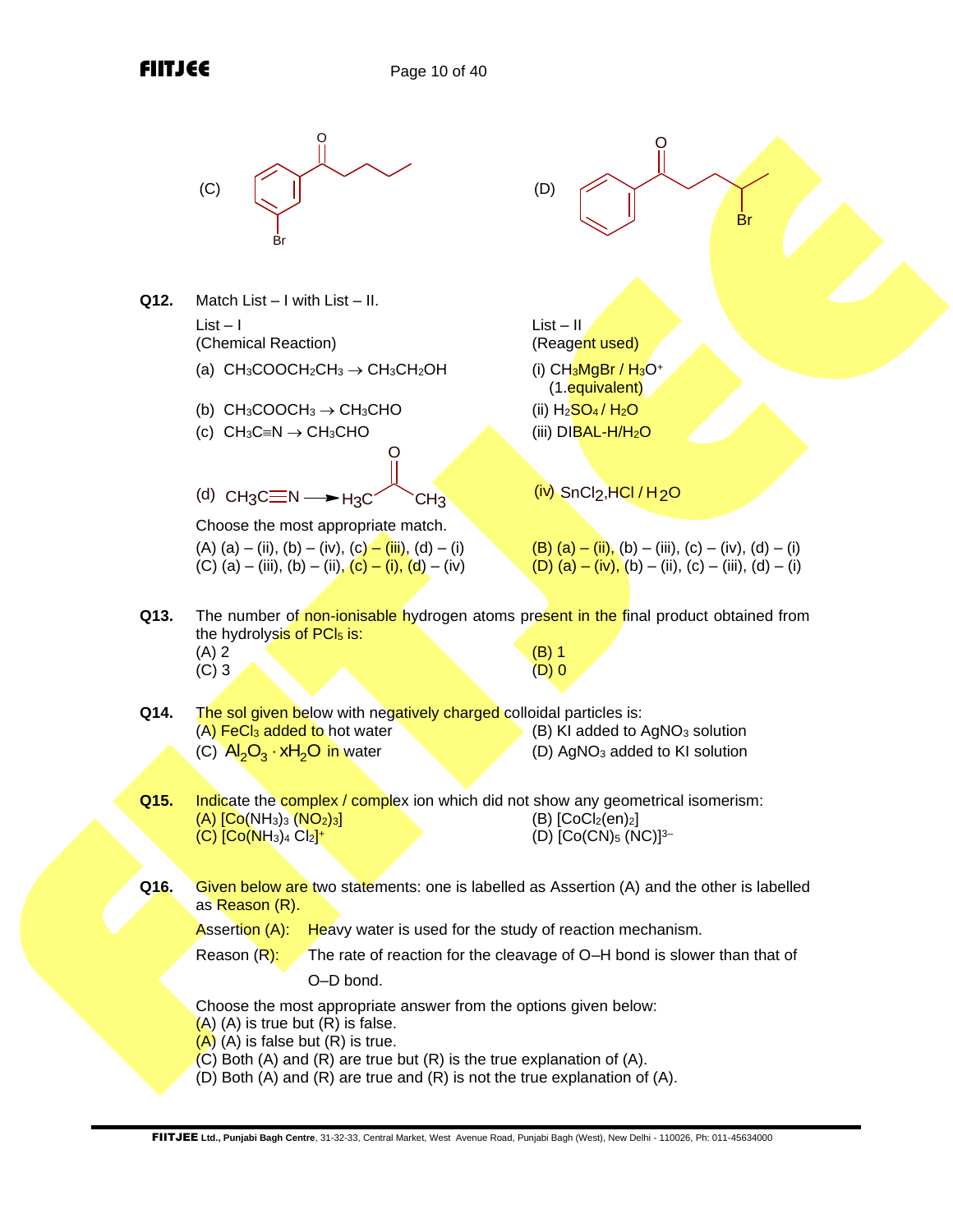(C) [Structure: 1-(3-bromophenyl)pentan-1-one — benzene ring with Br, attached C=O, followed by butyl chain]

(D) [Structure: 4-bromo-1-phenylpentan-1-one — phenyl–C(=O)–CH₂–CH₂–CH(Br)–CH₃]

**Q12.** Match List – I with List – II.

| List – I (Chemical Reaction) | List – II (Reagent used) |
|---|---|
| (a) $CH_3COOCH_2CH_3 \rightarrow CH_3CH_2OH$ | (i) $CH_3MgBr$ / $H_3O^+$ (1.equivalent) |
| (b) $CH_3COOCH_3 \rightarrow CH_3CHO$ | (ii) $H_2SO_4$ / $H_2O$ |
| (c) $CH_3C{\equiv}N \rightarrow CH_3CHO$ | (iii) DIBAL-H/$H_2O$ |
| (d) $CH_3C{\equiv}N \longrightarrow H_3C\text{–}C(=O)\text{–}CH_3$ | (iv) $SnCl_2$,HCl / $H_2O$ |

Choose the most appropriate match.

(A) (a) – (ii), (b) – (iv), (c) – (iii), (d) – (i)
(B) (a) – (ii), (b) – (iii), (c) – (iv), (d) – (i)
(C) (a) – (iii), (b) – (ii), (c) – (i), (d) – (iv)
(D) (a) – (iv), (b) – (ii), (c) – (iii), (d) – (i)

**Q13.** The number of non-ionisable hydrogen atoms present in the final product obtained from the hydrolysis of $PCl_5$ is:

(A) 2
(B) 1
(C) 3
(D) 0

**Q14.** The sol given below with negatively charged colloidal particles is:

(A) $FeCl_3$ added to hot water
(B) KI added to $AgNO_3$ solution
(C) $Al_2O_3 \cdot xH_2O$ in water
(D) $AgNO_3$ added to KI solution

**Q15.** Indicate the complex / complex ion which did not show any geometrical isomerism:

(A) $[Co(NH_3)_3(NO_2)_3]$
(B) $[CoCl_2(en)_2]$
(C) $[Co(NH_3)_4Cl_2]^+$
(D) $[Co(CN)_5(NC)]^{3-}$

**Q16.** Given below are two statements: one is labelled as Assertion (A) and the other is labelled as Reason (R).

Assertion (A): Heavy water is used for the study of reaction mechanism.

Reason (R): The rate of reaction for the cleavage of O–H bond is slower than that of O–D bond.

Choose the most appropriate answer from the options given below:

(A) (A) is true but (R) is false.
(A) (A) is false but (R) is true.
(C) Both (A) and (R) are true but (R) is the true explanation of (A).
(D) Both (A) and (R) are true and (R) is not the true explanation of (A).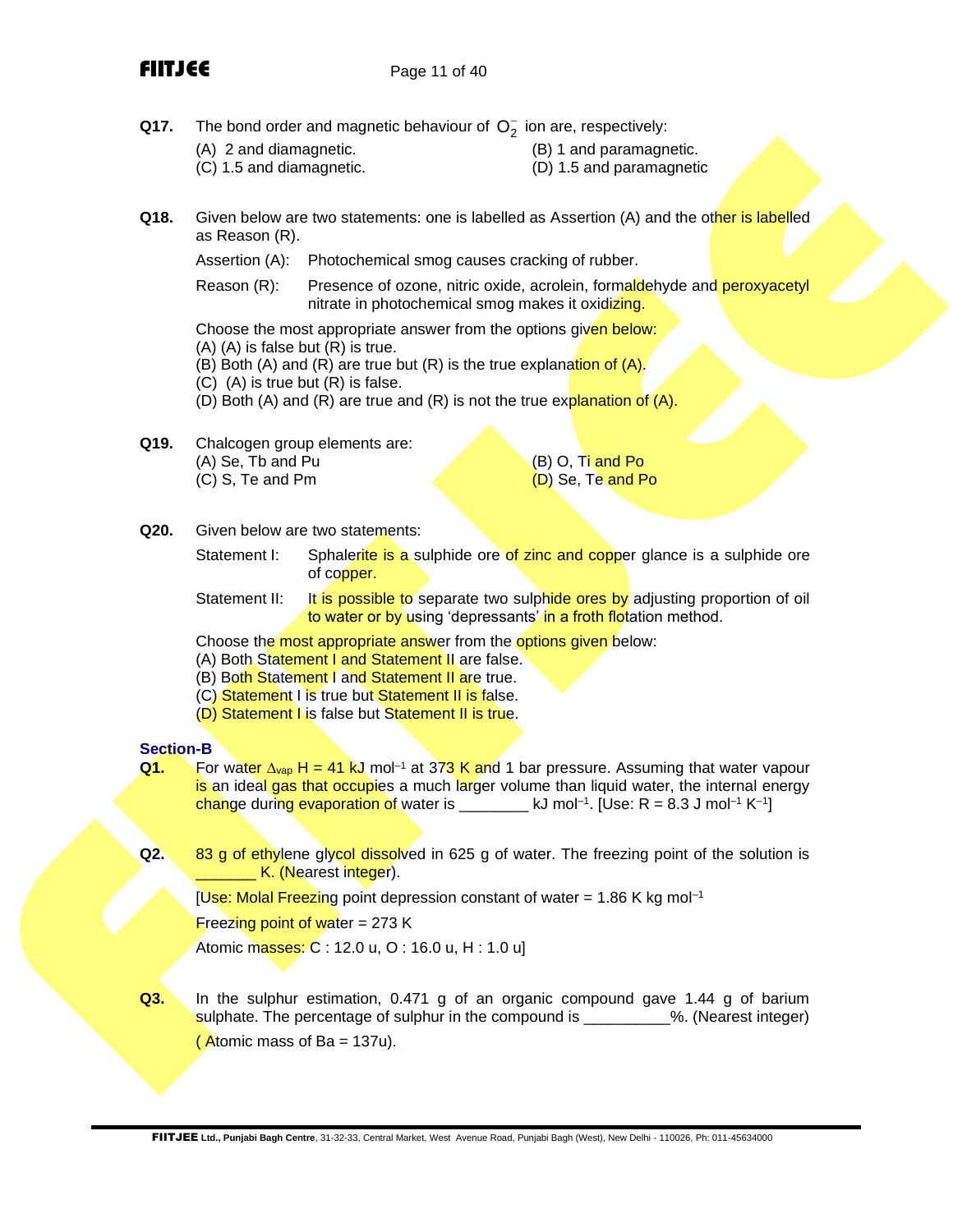**Q17.** The bond order and magnetic behaviour of $O_2^-$ ion are, respectively:

(A) 2 and diamagnetic.
(B) 1 and paramagnetic.
(C) 1.5 and diamagnetic.
(D) 1.5 and paramagnetic

**Q18.** Given below are two statements: one is labelled as Assertion (A) and the other is labelled as Reason (R).

Assertion (A): Photochemical smog causes cracking of rubber.

Reason (R): Presence of ozone, nitric oxide, acrolein, formaldehyde and peroxyacetyl nitrate in photochemical smog makes it oxidizing.

Choose the most appropriate answer from the options given below:

(A) (A) is false but (R) is true.
(B) Both (A) and (R) are true but (R) is the true explanation of (A).
(C) (A) is true but (R) is false.
(D) Both (A) and (R) are true and (R) is not the true explanation of (A).

**Q19.** Chalcogen group elements are:

(A) Se, Tb and Pu
(B) O, Ti and Po
(C) S, Te and Pm
(D) Se, Te and Po

**Q20.** Given below are two statements:

Statement I: Sphalerite is a sulphide ore of zinc and copper glance is a sulphide ore of copper.

Statement II: It is possible to separate two sulphide ores by adjusting proportion of oil to water or by using 'depressants' in a froth flotation method.

Choose the most appropriate answer from the options given below:

(A) Both Statement I and Statement II are false.
(B) Both Statement I and Statement II are true.
(C) Statement I is true but Statement II is false.
(D) Statement I is false but Statement II is true.

## Section-B

**Q1.** For water $\Delta_{vap} H = 41$ kJ mol$^{-1}$ at 373 K and 1 bar pressure. Assuming that water vapour is an ideal gas that occupies a much larger volume than liquid water, the internal energy change during evaporation of water is ________ kJ mol$^{-1}$. [Use: R = 8.3 J mol$^{-1}$ K$^{-1}$]

**Q2.** 83 g of ethylene glycol dissolved in 625 g of water. The freezing point of the solution is _______ K. (Nearest integer).

[Use: Molal Freezing point depression constant of water = 1.86 K kg mol$^{-1}$

Freezing point of water = 273 K

Atomic masses: C : 12.0 u, O : 16.0 u, H : 1.0 u]

**Q3.** In the sulphur estimation, 0.471 g of an organic compound gave 1.44 g of barium sulphate. The percentage of sulphur in the compound is __________%. (Nearest integer)

( Atomic mass of Ba = 137u).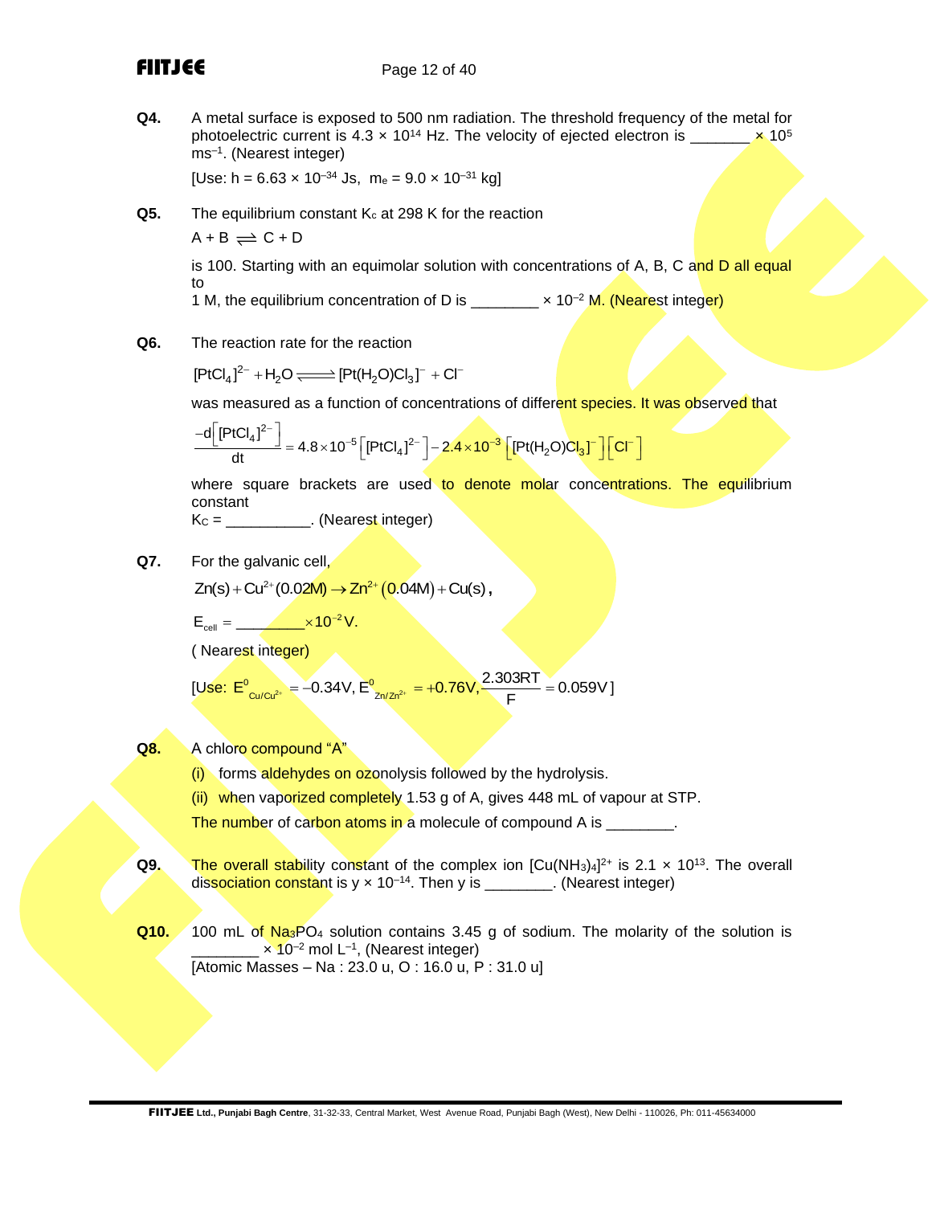**Q4.** A metal surface is exposed to 500 nm radiation. The threshold frequency of the metal for photoelectric current is $4.3 \times 10^{14}$ Hz. The velocity of ejected electron is _______ $\times 10^5$ $ms^{-1}$. (Nearest integer)

[Use: $h = 6.63 \times 10^{-34}$ Js, $m_e = 9.0 \times 10^{-31}$ kg]

**Q5.** The equilibrium constant $K_c$ at 298 K for the reaction

$A + B \rightleftharpoons C + D$

is 100. Starting with an equimolar solution with concentrations of A, B, C and D all equal to
1 M, the equilibrium concentration of D is ________ $\times 10^{-2}$ M. (Nearest integer)

**Q6.** The reaction rate for the reaction

$$[PtCl_4]^{2-} + H_2O \rightleftharpoons [Pt(H_2O)Cl_3]^- + Cl^-$$

was measured as a function of concentrations of different species. It was observed that

$$\frac{-d\left[[PtCl_4]^{2-}\right]}{dt} = 4.8\times10^{-5}\left[[PtCl_4]^{2-}\right] - 2.4\times10^{-3}\left[[Pt(H_2O)Cl_3]^-\right]\left[Cl^-\right]$$

where square brackets are used to denote molar concentrations. The equilibrium constant
$K_C$ = __________. (Nearest integer)

**Q7.** For the galvanic cell,

$$Zn(s) + Cu^{2+}(0.02M) \rightarrow Zn^{2+}(0.04M) + Cu(s),$$

$E_{cell}$ = ________ $\times 10^{-2}$ V.

( Nearest integer)

[Use: $E^0_{Cu/Cu^{2+}} = -0.34V, E^0_{Zn/Zn^{2+}} = +0.76V, \frac{2.303RT}{F} = 0.059V$]

**Q8.** A chloro compound "A"

(i) forms aldehydes on ozonolysis followed by the hydrolysis.

(ii) when vaporized completely 1.53 g of A, gives 448 mL of vapour at STP.

The number of carbon atoms in a molecule of compound A is ________.

**Q9.** The overall stability constant of the complex ion $[Cu(NH_3)_4]^{2+}$ is $2.1 \times 10^{13}$. The overall dissociation constant is $y \times 10^{-14}$. Then y is ________. (Nearest integer)

**Q10.** 100 mL of $Na_3PO_4$ solution contains 3.45 g of sodium. The molarity of the solution is ________ $\times 10^{-2}$ mol $L^{-1}$, (Nearest integer)
[Atomic Masses – Na : 23.0 u, O : 16.0 u, P : 31.0 u]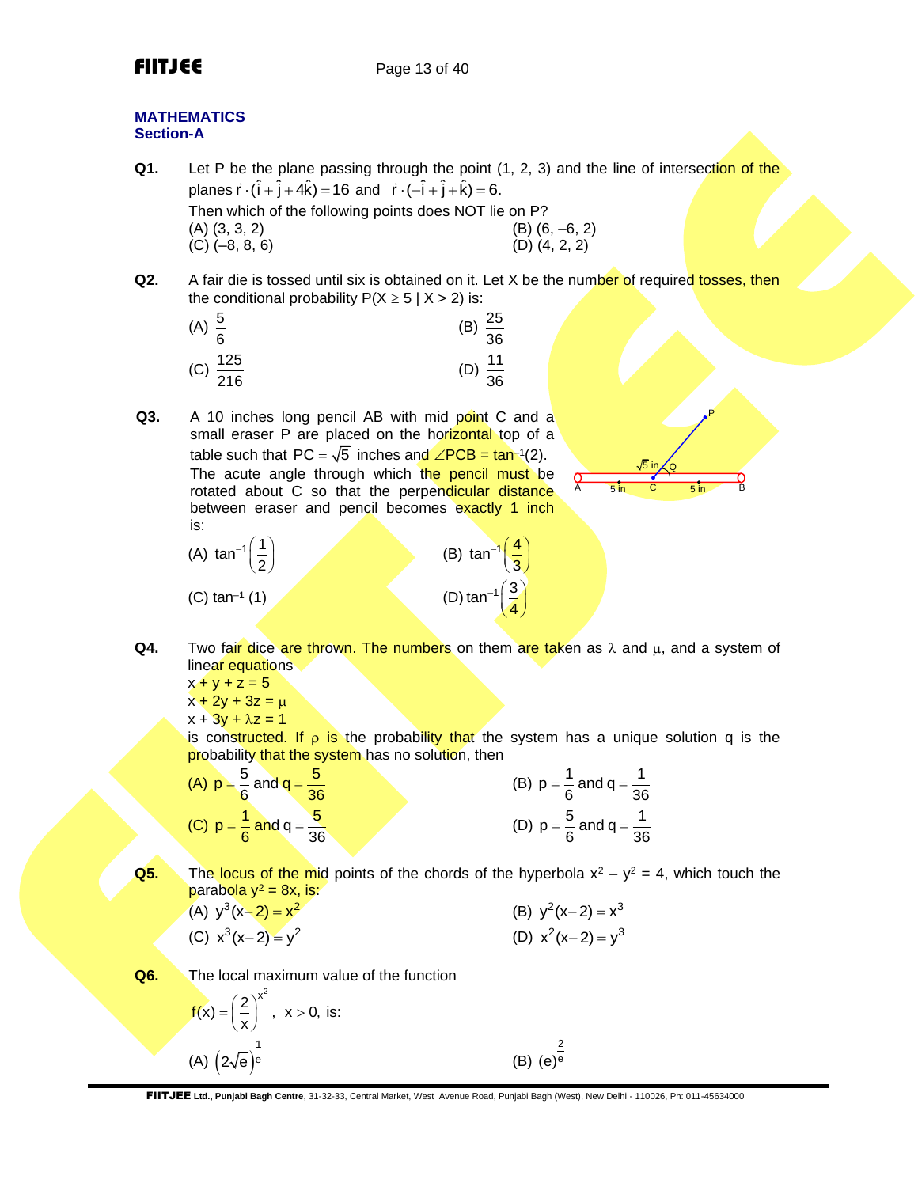## MATHEMATICS

### Section-A

**Q1.** Let P be the plane passing through the point (1, 2, 3) and the line of intersection of the planes $\vec{r}\cdot(\hat{i}+\hat{j}+4\hat{k})=16$ and $\vec{r}\cdot(-\hat{i}+\hat{j}+\hat{k})=6$.
Then which of the following points does NOT lie on P?

(A) (3, 3, 2)
(B) (6, –6, 2)
(C) (–8, 8, 6)
(D) (4, 2, 2)

**Q2.** A fair die is tossed until six is obtained on it. Let X be the number of required tosses, then the conditional probability $P(X \geq 5 \mid X > 2)$ is:

(A) $\frac{5}{6}$
(B) $\frac{25}{36}$
(C) $\frac{125}{216}$
(D) $\frac{11}{36}$

**Q3.** A 10 inches long pencil AB with mid point C and a small eraser P are placed on the horizontal top of a table such that $PC = \sqrt{5}$ inches and $\angle PCB = \tan^{-1}(2)$. The acute angle through which the pencil must be rotated about C so that the perpendicular distance between eraser and pencil becomes exactly 1 inch is:

(A) $\tan^{-1}\left(\frac{1}{2}\right)$
(B) $\tan^{-1}\left(\frac{4}{3}\right)$
(C) $\tan^{-1}(1)$
(D) $\tan^{-1}\left(\frac{3}{4}\right)$

**Q4.** Two fair dice are thrown. The numbers on them are taken as $\lambda$ and $\mu$, and a system of linear equations

$x + y + z = 5$
$x + 2y + 3z = \mu$
$x + 3y + \lambda z = 1$

is constructed. If $\rho$ is the probability that the system has a unique solution q is the probability that the system has no solution, then

(A) $p=\frac{5}{6}$ and $q=\frac{5}{36}$
(B) $p=\frac{1}{6}$ and $q=\frac{1}{36}$
(C) $p=\frac{1}{6}$ and $q=\frac{5}{36}$
(D) $p=\frac{5}{6}$ and $q=\frac{1}{36}$

**Q5.** The locus of the mid points of the chords of the hyperbola $x^2 - y^2 = 4$, which touch the parabola $y^2 = 8x$, is:

(A) $y^3(x-2)=x^2$
(B) $y^2(x-2)=x^3$
(C) $x^3(x-2)=y^2$
(D) $x^2(x-2)=y^3$

**Q6.** The local maximum value of the function

$f(x)=\left(\frac{2}{x}\right)^{x^2}$, $x > 0$, is:

(A) $\left(2\sqrt{e}\right)^{\frac{1}{e}}$
(B) $(e)^{\frac{2}{e}}$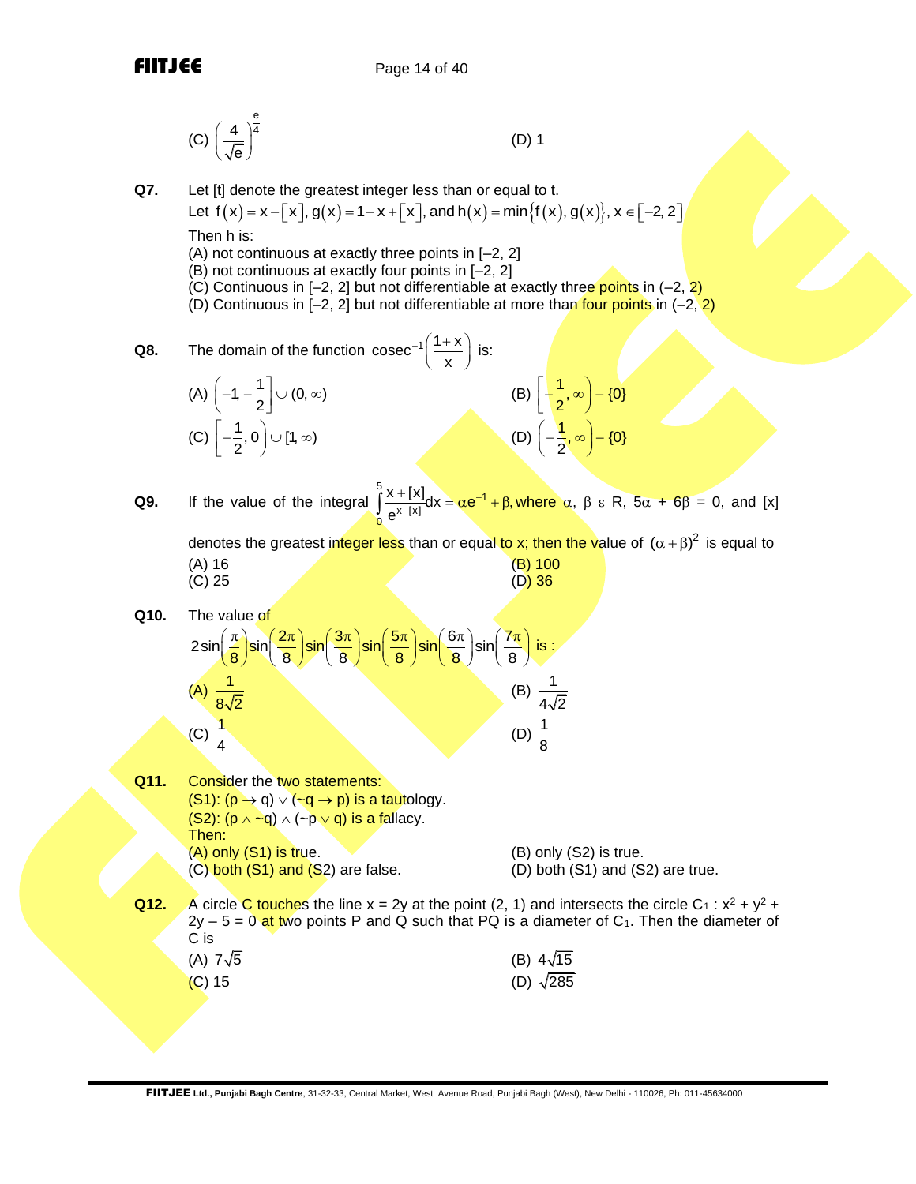(C) $\left(\frac{4}{\sqrt{e}}\right)^{\frac{e}{4}}$ (D) 1

**Q7.** Let [t] denote the greatest integer less than or equal to t.
Let $f(x) = x - [x]$, $g(x) = 1 - x + [x]$, and $h(x) = \min\{f(x), g(x)\}$, $x \in [-2, 2]$
Then h is:
(A) not continuous at exactly three points in [–2, 2]
(B) not continuous at exactly four points in [–2, 2]
(C) Continuous in [–2, 2] but not differentiable at exactly three points in (–2, 2)
(D) Continuous in [–2, 2] but not differentiable at more than four points in (–2, 2)

**Q8.** The domain of the function $\text{cosec}^{-1}\left(\frac{1+x}{x}\right)$ is:
(A) $\left(-1, -\frac{1}{2}\right] \cup (0, \infty)$
(B) $\left[-\frac{1}{2}, \infty\right) - \{0\}$
(C) $\left[-\frac{1}{2}, 0\right) \cup [1, \infty)$
(D) $\left(-\frac{1}{2}, \infty\right) - \{0\}$

**Q9.** If the value of the integral $\int_0^5 \frac{x+[x]}{e^{x-[x]}} dx = \alpha e^{-1} + \beta$, where $\alpha$, $\beta \in R$, $5\alpha + 6\beta = 0$, and [x] denotes the greatest integer less than or equal to x; then the value of $(\alpha+\beta)^2$ is equal to
(A) 16
(B) 100
(C) 25
(D) 36

**Q10.** The value of
$2\sin\left(\frac{\pi}{8}\right)\sin\left(\frac{2\pi}{8}\right)\sin\left(\frac{3\pi}{8}\right)\sin\left(\frac{5\pi}{8}\right)\sin\left(\frac{6\pi}{8}\right)\sin\left(\frac{7\pi}{8}\right)$ is :
(A) $\frac{1}{8\sqrt{2}}$
(B) $\frac{1}{4\sqrt{2}}$
(C) $\frac{1}{4}$
(D) $\frac{1}{8}$

**Q11.** Consider the two statements:
(S1): $(p \rightarrow q) \vee (\sim q \rightarrow p)$ is a tautology.
(S2): $(p \wedge \sim q) \wedge (\sim p \vee q)$ is a fallacy.
Then:
(A) only (S1) is true.
(B) only (S2) is true.
(C) both (S1) and (S2) are false.
(D) both (S1) and (S2) are true.

**Q12.** A circle C touches the line x = 2y at the point (2, 1) and intersects the circle $C_1 : x^2 + y^2 + 2y - 5 = 0$ at two points P and Q such that PQ is a diameter of $C_1$. Then the diameter of C is
(A) $7\sqrt{5}$
(B) $4\sqrt{15}$
(C) 15
(D) $\sqrt{285}$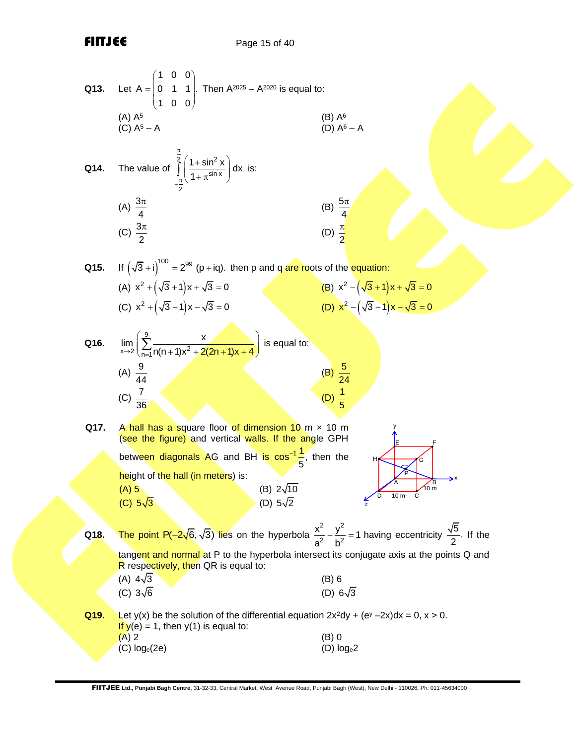**Q13.** Let $A = \begin{pmatrix} 1 & 0 & 0 \\ 0 & 1 & 1 \\ 1 & 0 & 0 \end{pmatrix}$. Then $A^{2025} - A^{2020}$ is equal to:

(A) $A^5$
(B) $A^6$
(C) $A^5 - A$
(D) $A^6 - A$

**Q14.** The value of $\int_{-\frac{\pi}{2}}^{\frac{\pi}{2}} \left( \frac{1+\sin^2 x}{1+\pi^{\sin x}} \right) dx$ is:

(A) $\frac{3\pi}{4}$
(B) $\frac{5\pi}{4}$
(C) $\frac{3\pi}{2}$
(D) $\frac{\pi}{2}$

**Q15.** If $\left(\sqrt{3}+i\right)^{100} = 2^{99}\,(p+iq)$. then p and q are roots of the equation:

(A) $x^2 + \left(\sqrt{3}+1\right)x + \sqrt{3} = 0$
(B) $x^2 - \left(\sqrt{3}+1\right)x + \sqrt{3} = 0$
(C) $x^2 + \left(\sqrt{3}-1\right)x - \sqrt{3} = 0$
(D) $x^2 - \left(\sqrt{3}-1\right)x - \sqrt{3} = 0$

**Q16.** $\lim\limits_{x \to 2} \left( \sum\limits_{n=1}^{9} \frac{x}{n(n+1)x^2 + 2(2n+1)x + 4} \right)$ is equal to:

(A) $\frac{9}{44}$
(B) $\frac{5}{24}$
(C) $\frac{7}{36}$
(D) $\frac{1}{5}$

**Q17.** A hall has a square floor of dimension 10 m × 10 m (see the figure) and vertical walls. If the angle GPH between diagonals AG and BH is $\cos^{-1}\frac{1}{5}$, then the height of the hall (in meters) is:

(A) 5
(B) $2\sqrt{10}$
(C) $5\sqrt{3}$
(D) $5\sqrt{2}$

**Q18.** The point $P(-2\sqrt{6}, \sqrt{3})$ lies on the hyperbola $\frac{x^2}{a^2} - \frac{y^2}{b^2} = 1$ having eccentricity $\frac{\sqrt{5}}{2}$. If the tangent and normal at P to the hyperbola intersect its conjugate axis at the points Q and R respectively, then QR is equal to:

(A) $4\sqrt{3}$
(B) 6
(C) $3\sqrt{6}$
(D) $6\sqrt{3}$

**Q19.** Let y(x) be the solution of the differential equation $2x^2dy + (e^y - 2x)dx = 0$, $x > 0$. If $y(e) = 1$, then $y(1)$ is equal to:

(A) 2
(B) 0
(C) $\log_e(2e)$
(D) $\log_e 2$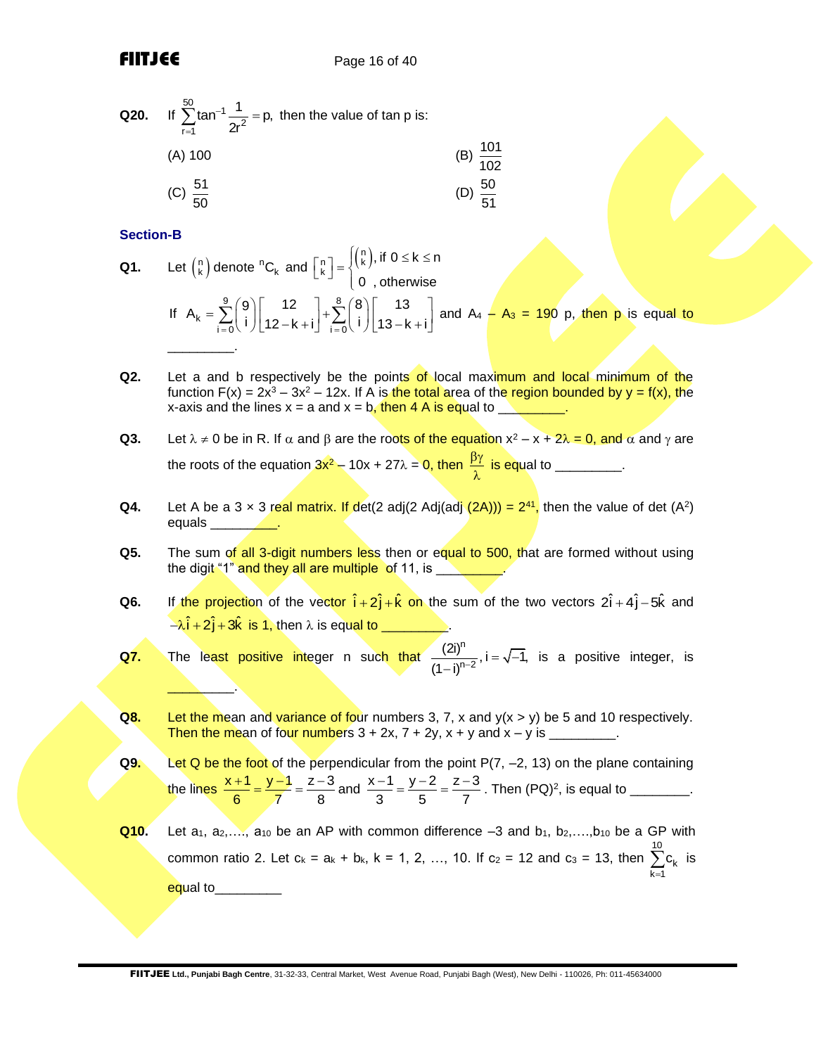**Q20.** If $\sum_{r=1}^{50} \tan^{-1}\frac{1}{2r^2} = p$, then the value of tan p is:

(A) 100

(B) $\frac{101}{102}$

(C) $\frac{51}{50}$

(D) $\frac{50}{51}$

## Section-B

**Q1.** Let $\binom{n}{k}$ denote ${}^nC_k$ and $\left[\begin{matrix} n \\ k \end{matrix}\right] = \begin{cases} \binom{n}{k}, \text{ if } 0 \le k \le n \\ 0 \text{ , otherwise} \end{cases}$

If $A_k = \sum_{i=0}^{9} \binom{9}{i}\left[\begin{matrix} 12 \\ 12-k+i \end{matrix}\right] + \sum_{i=0}^{8}\binom{8}{i}\left[\begin{matrix} 13 \\ 13-k+i \end{matrix}\right]$ and $A_4 - A_3 = 190$ p, then p is equal to _________.

**Q2.** Let a and b respectively be the points of local maximum and local minimum of the function $F(x) = 2x^3 - 3x^2 - 12x$. If A is the total area of the region bounded by y = f(x), the x-axis and the lines x = a and x = b, then 4 A is equal to _________.

**Q3.** Let $\lambda \neq 0$ be in R. If $\alpha$ and $\beta$ are the roots of the equation $x^2 - x + 2\lambda = 0$, and $\alpha$ and $\gamma$ are the roots of the equation $3x^2 - 10x + 27\lambda = 0$, then $\frac{\beta\gamma}{\lambda}$ is equal to _________.

**Q4.** Let A be a 3 × 3 real matrix. If det(2 adj(2 Adj(adj (2A))) = $2^{41}$, then the value of det $(A^2)$ equals _________.

**Q5.** The sum of all 3-digit numbers less then or equal to 500, that are formed without using the digit "1" and they all are multiple of 11, is _________.

**Q6.** If the projection of the vector $\hat{i} + 2\hat{j} + \hat{k}$ on the sum of the two vectors $2\hat{i} + 4\hat{j} - 5\hat{k}$ and $-\lambda\hat{i} + 2\hat{j} + 3\hat{k}$ is 1, then $\lambda$ is equal to _________.

**Q7.** The least positive integer n such that $\frac{(2i)^n}{(1-i)^{n-2}}, i = \sqrt{-1}$, is a positive integer, is _________.

**Q8.** Let the mean and variance of four numbers 3, 7, x and y(x > y) be 5 and 10 respectively. Then the mean of four numbers 3 + 2x, 7 + 2y, x + y and x – y is _________.

**Q9.** Let Q be the foot of the perpendicular from the point P(7, –2, 13) on the plane containing the lines $\frac{x+1}{6} = \frac{y-1}{7} = \frac{z-3}{8}$ and $\frac{x-1}{3} = \frac{y-2}{5} = \frac{z-3}{7}$. Then $(PQ)^2$, is equal to ________.

**Q10.** Let $a_1, a_2, \ldots, a_{10}$ be an AP with common difference –3 and $b_1, b_2, \ldots, b_{10}$ be a GP with common ratio 2. Let $c_k = a_k + b_k$, k = 1, 2, …, 10. If $c_2 = 12$ and $c_3 = 13$, then $\sum_{k=1}^{10} c_k$ is equal to_________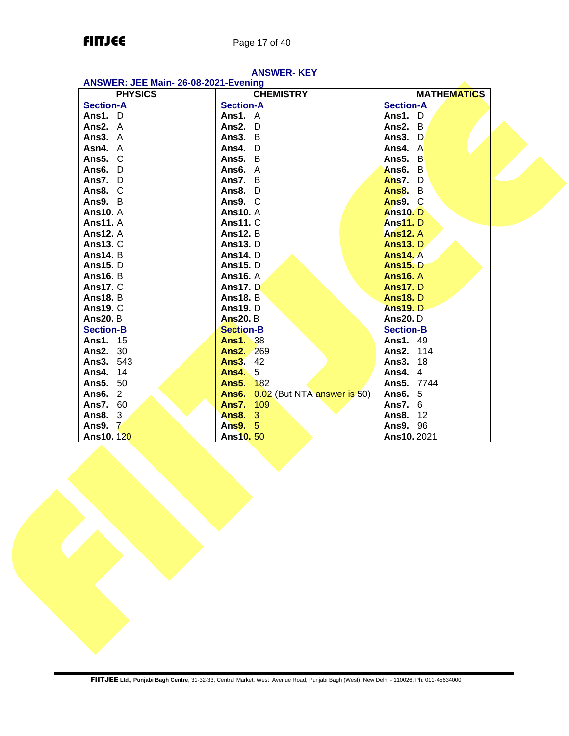## ANSWER- KEY

### ANSWER: JEE Main- 26-08-2021-Evening

| PHYSICS | CHEMISTRY | MATHEMATICS |
|---|---|---|
| **Section-A** | **Section-A** | **Section-A** |
| **Ans1.** D | **Ans1.** A | **Ans1.** D |
| **Ans2.** A | **Ans2.** D | **Ans2.** B |
| **Ans3.** A | **Ans3.** B | **Ans3.** D |
| **Asn4.** A | **Ans4.** D | **Ans4.** A |
| **Ans5.** C | **Ans5.** B | **Ans5.** B |
| **Ans6.** D | **Ans6.** A | **Ans6.** B |
| **Ans7.** D | **Ans7.** B | **Ans7.** D |
| **Ans8.** C | **Ans8.** D | **Ans8.** B |
| **Ans9.** B | **Ans9.** C | **Ans9.** C |
| **Ans10.** A | **Ans10.** A | **Ans10.** D |
| **Ans11.** A | **Ans11.** C | **Ans11.** D |
| **Ans12.** A | **Ans12.** B | **Ans12.** A |
| **Ans13.** C | **Ans13.** D | **Ans13.** D |
| **Ans14.** B | **Ans14.** D | **Ans14.** A |
| **Ans15.** D | **Ans15.** D | **Ans15.** D |
| **Ans16.** B | **Ans16.** A | **Ans16.** A |
| **Ans17.** C | **Ans17.** D | **Ans17.** D |
| **Ans18.** B | **Ans18.** B | **Ans18.** D |
| **Ans19.** C | **Ans19.** D | **Ans19.** D |
| **Ans20.** B | **Ans20.** B | **Ans20.** D |
| **Section-B** | **Section-B** | **Section-B** |
| **Ans1.** 15 | **Ans1.** 38 | **Ans1.** 49 |
| **Ans2.** 30 | **Ans2.** 269 | **Ans2.** 114 |
| **Ans3.** 543 | **Ans3.** 42 | **Ans3.** 18 |
| **Ans4.** 14 | **Ans4.** 5 | **Ans4.** 4 |
| **Ans5.** 50 | **Ans5.** 182 | **Ans5.** 7744 |
| **Ans6.** 2 | **Ans6.** 0.02 (But NTA answer is 50) | **Ans6.** 5 |
| **Ans7.** 60 | **Ans7.** 109 | **Ans7.** 6 |
| **Ans8.** 3 | **Ans8.** 3 | **Ans8.** 12 |
| **Ans9.** 7 | **Ans9.** 5 | **Ans9.** 96 |
| **Ans10.** 120 | **Ans10.** 50 | **Ans10.** 2021 |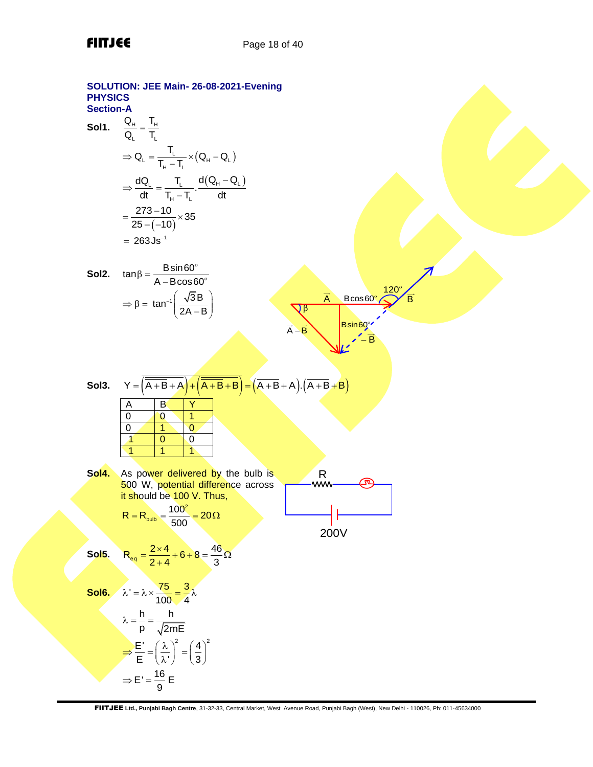## SOLUTION: JEE Main- 26-08-2021-Evening

## PHYSICS

### Section-A

**Sol1.** $\frac{Q_H}{Q_L} = \frac{T_H}{T_L}$

$$\Rightarrow Q_L = \frac{T_L}{T_H - T_L} \times (Q_H - Q_L)$$

$$\Rightarrow \frac{dQ_L}{dt} = \frac{T_L}{T_H - T_L} \cdot \frac{d(Q_H - Q_L)}{dt}$$

$$= \frac{273 - 10}{25 - (-10)} \times 35$$

$$= 263\,\text{Js}^{-1}$$

**Sol2.** $\tan\beta = \frac{B\sin 60^\circ}{A - B\cos 60^\circ}$

$$\Rightarrow \beta = \tan^{-1}\left(\frac{\sqrt{3}B}{2A - B}\right)$$

**Sol3.** $Y = \left(\overline{\overline{A+B}+A}\right) + \left(\overline{\overline{A+B}+B}\right) = \left(\overline{A+B}+A\right).\left(\overline{A+B}+B\right)$

| A | B | Y |
|---|---|---|
| 0 | 0 | 1 |
| 0 | 1 | 0 |
| 1 | 0 | 0 |
| 1 | 1 | 1 |

**Sol4.** As power delivered by the bulb is 500 W, potential difference across it should be 100 V. Thus,

$$R = R_{bulb} = \frac{100^2}{500} = 20\Omega$$

**Sol5.** $R_{eq} = \frac{2 \times 4}{2+4} + 6 + 8 = \frac{46}{3}\Omega$

**Sol6.** $\lambda' = \lambda \times \frac{75}{100} = \frac{3}{4}\lambda$

$$\lambda = \frac{h}{p} = \frac{h}{\sqrt{2mE}}$$

$$\Rightarrow \frac{E'}{E} = \left(\frac{\lambda}{\lambda'}\right)^2 = \left(\frac{4}{3}\right)^2$$

$$\Rightarrow E' = \frac{16}{9}E$$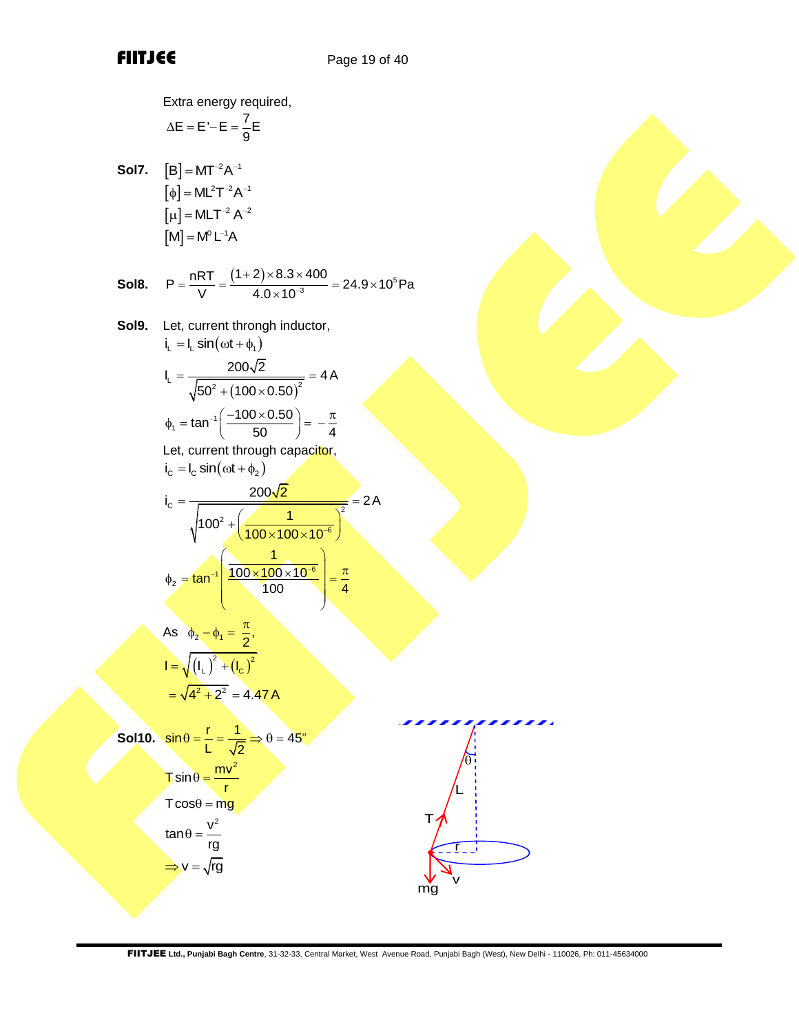Extra energy required,

$$\Delta E = E' - E = \frac{7}{9}E$$

**Sol7.** $[B] = MT^{-2}A^{-1}$

$[\phi] = ML^2T^{-2}A^{-1}$

$[\mu] = MLT^{-2}A^{-2}$

$[M] = M^0L^{-1}A$

**Sol8.** $P = \frac{nRT}{V} = \frac{(1+2)\times 8.3\times 400}{4.0\times 10^{-3}} = 24.9\times 10^5\,\text{Pa}$

**Sol9.** Let, current throngh inductor,

$i_L = I_L\sin(\omega t + \phi_1)$

$$I_L = \frac{200\sqrt{2}}{\sqrt{50^2 + (100\times 0.50)^2}} = 4\,A$$

$$\phi_1 = \tan^{-1}\left(\frac{-100\times 0.50}{50}\right) = -\frac{\pi}{4}$$

Let, current through capacitor,

$i_C = I_C\sin(\omega t + \phi_2)$

$$i_C = \frac{200\sqrt{2}}{\sqrt{100^2 + \left(\frac{1}{100\times 100\times 10^{-6}}\right)^2}} = 2\,A$$

$$\phi_2 = \tan^{-1}\left(\frac{\frac{1}{100\times 100\times 10^{-6}}}{100}\right) = \frac{\pi}{4}$$

As $\phi_2 - \phi_1 = \frac{\pi}{2}$,

$$I = \sqrt{(I_L)^2 + (I_C)^2}$$

$$= \sqrt{4^2 + 2^2} = 4.47\,A$$

**Sol10.** $\sin\theta = \frac{r}{L} = \frac{1}{\sqrt{2}} \Rightarrow \theta = 45^\circ$

$T\sin\theta = \frac{mv^2}{r}$

$T\cos\theta = mg$

$\tan\theta = \frac{v^2}{rg}$

$\Rightarrow v = \sqrt{rg}$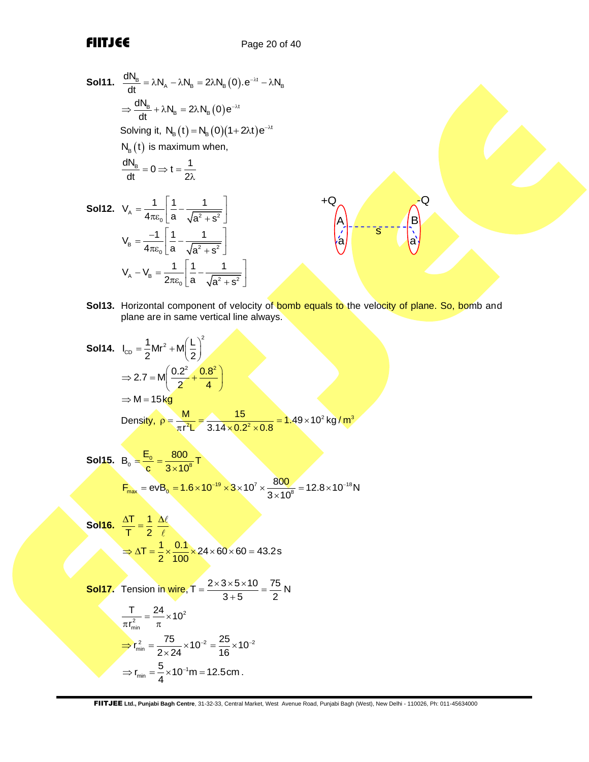**Sol11.** $\frac{dN_B}{dt} = \lambda N_A - \lambda N_B = 2\lambda N_B(0).e^{-\lambda t} - \lambda N_B$

$$\Rightarrow \frac{dN_B}{dt} + \lambda N_B = 2\lambda N_B(0)e^{-\lambda t}$$

Solving it, $N_B(t) = N_B(0)(1+2\lambda t)e^{-\lambda t}$

$N_B(t)$ is maximum when,

$$\frac{dN_B}{dt} = 0 \Rightarrow t = \frac{1}{2\lambda}$$

**Sol12.** $V_A = \frac{1}{4\pi\varepsilon_0}\left[\frac{1}{a} - \frac{1}{\sqrt{a^2+s^2}}\right]$

$$V_B = \frac{-1}{4\pi\varepsilon_0}\left[\frac{1}{a} - \frac{1}{\sqrt{a^2+s^2}}\right]$$

$$V_A - V_B = \frac{1}{2\pi\varepsilon_0}\left[\frac{1}{a} - \frac{1}{\sqrt{a^2+s^2}}\right]$$

**Sol13.** Horizontal component of velocity of bomb equals to the velocity of plane. So, bomb and plane are in same vertical line always.

**Sol14.** $I_{CD} = \frac{1}{2}Mr^2 + M\left(\frac{L}{2}\right)^2$

$$\Rightarrow 2.7 = M\left(\frac{0.2^2}{2} + \frac{0.8^2}{4}\right)$$

$$\Rightarrow M = 15\,kg$$

Density, $\rho = \frac{M}{\pi r^2 L} = \frac{15}{3.14 \times 0.2^2 \times 0.8} = 1.49 \times 10^2\,kg/m^3$

**Sol15.** $B_0 = \frac{E_0}{c} = \frac{800}{3\times10^8}T$

$$F_{max} = evB_0 = 1.6\times10^{-19} \times 3\times10^7 \times \frac{800}{3\times10^8} = 12.8\times10^{-18}N$$

**Sol16.** $\frac{\Delta T}{T} = \frac{1}{2}\frac{\Delta\ell}{\ell}$

$$\Rightarrow \Delta T = \frac{1}{2}\times\frac{0.1}{100}\times 24\times60\times60 = 43.2\,s$$

**Sol17.** Tension in wire, $T = \frac{2\times3\times5\times10}{3+5} = \frac{75}{2}N$

$$\frac{T}{\pi r_{min}^2} = \frac{24}{\pi}\times10^2$$

$$\Rightarrow r_{min}^2 = \frac{75}{2\times24}\times10^{-2} = \frac{25}{16}\times10^{-2}$$

$$\Rightarrow r_{min} = \frac{5}{4}\times10^{-1}m = 12.5\,cm.$$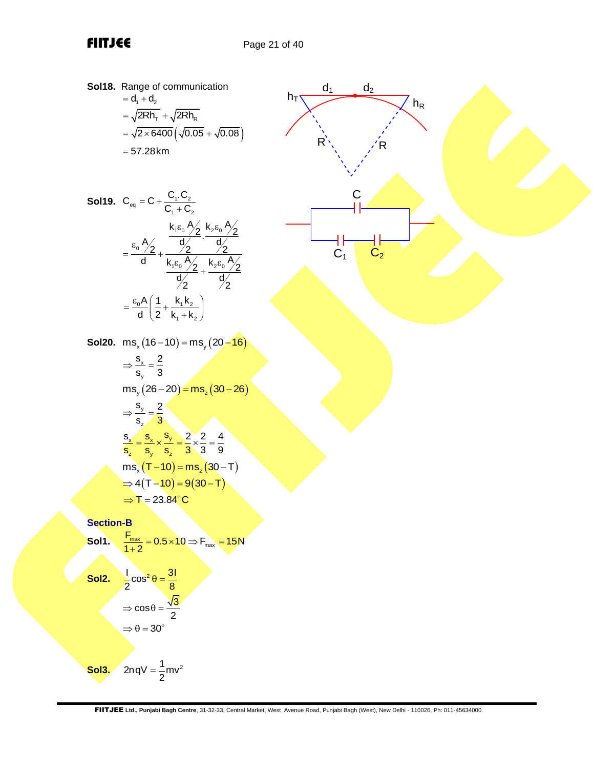**Sol18.** Range of communication

$$= d_1 + d_2$$

$$= \sqrt{2Rh_T} + \sqrt{2Rh_R}$$

$$= \sqrt{2 \times 6400}\left(\sqrt{0.05} + \sqrt{0.08}\right)$$

$$= 57.28\,\text{km}$$

**Sol19.** $C_{eq} = C + \dfrac{C_1.C_2}{C_1 + C_2}$

$$= \frac{\varepsilon_0 A/2}{d} + \frac{\dfrac{k_1\varepsilon_0 A/2}{d/2} \cdot \dfrac{k_2\varepsilon_0 A/2}{d/2}}{\dfrac{k_1\varepsilon_0 A/2}{d/2} + \dfrac{k_2\varepsilon_0 A/2}{d/2}}$$

$$= \frac{\varepsilon_0 A}{d}\left(\frac{1}{2} + \frac{k_1 k_2}{k_1 + k_2}\right)$$

**Sol20.** $ms_x(16 - 10) = ms_y(20 - 16)$

$$\Rightarrow \frac{s_x}{s_y} = \frac{2}{3}$$

$$ms_y(26 - 20) = ms_z(30 - 26)$$

$$\Rightarrow \frac{s_y}{s_z} = \frac{2}{3}$$

$$\frac{s_x}{s_z} = \frac{s_x}{s_y} \times \frac{s_y}{s_z} = \frac{2}{3} \times \frac{2}{3} = \frac{4}{9}$$

$$ms_x(T - 10) = ms_z(30 - T)$$

$$\Rightarrow 4(T - 10) = 9(30 - T)$$

$$\Rightarrow T = 23.84^\circ C$$

## Section-B

**Sol1.** $\dfrac{F_{max}}{1+2} = 0.5 \times 10 \Rightarrow F_{max} = 15\,\text{N}$

**Sol2.** $\dfrac{I}{2}\cos^2\theta = \dfrac{3I}{8}$

$$\Rightarrow \cos\theta = \frac{\sqrt{3}}{2}$$

$$\Rightarrow \theta = 30^\circ$$

**Sol3.** $2nqV = \dfrac{1}{2}mv^2$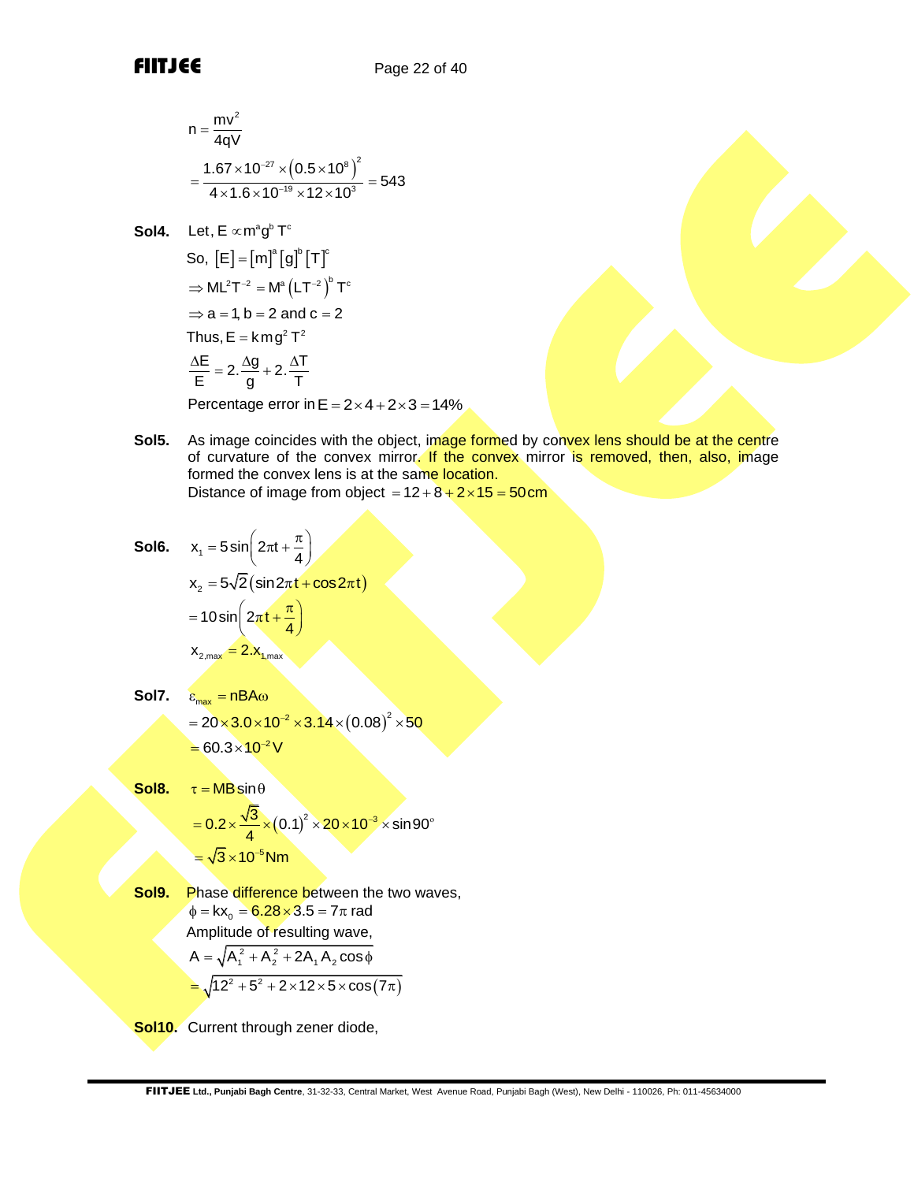$$n = \frac{mv^2}{4qV}$$

$$= \frac{1.67 \times 10^{-27} \times \left(0.5 \times 10^8\right)^2}{4 \times 1.6 \times 10^{-19} \times 12 \times 10^3} = 543$$

**Sol4.** Let, $E \propto m^a g^b T^c$

So, $[E] = [m]^a [g]^b [T]^c$

$\Rightarrow ML^2T^{-2} = M^a \left(LT^{-2}\right)^b T^c$

$\Rightarrow a = 1, b = 2$ and $c = 2$

Thus, $E = k m g^2 T^2$

$$\frac{\Delta E}{E} = 2.\frac{\Delta g}{g} + 2.\frac{\Delta T}{T}$$

Percentage error in $E = 2 \times 4 + 2 \times 3 = 14\%$

**Sol5.** As image coincides with the object, image formed by convex lens should be at the centre of curvature of the convex mirror. If the convex mirror is removed, then, also, image formed the convex lens is at the same location.
Distance of image from object $= 12 + 8 + 2 \times 15 = 50\,\text{cm}$

**Sol6.** $x_1 = 5\sin\left(2\pi t + \frac{\pi}{4}\right)$

$x_2 = 5\sqrt{2}\left(\sin 2\pi t + \cos 2\pi t\right)$

$= 10\sin\left(2\pi t + \frac{\pi}{4}\right)$

$x_{2,max} = 2.x_{1,max}$

**Sol7.** $\varepsilon_{max} = nBA\omega$

$= 20 \times 3.0 \times 10^{-2} \times 3.14 \times (0.08)^2 \times 50$

$= 60.3 \times 10^{-2}\,\text{V}$

**Sol8.** $\tau = MB\sin\theta$

$= 0.2 \times \frac{\sqrt{3}}{4} \times (0.1)^2 \times 20 \times 10^{-3} \times \sin 90^\circ$

$= \sqrt{3} \times 10^{-5}\,\text{Nm}$

**Sol9.** Phase difference between the two waves,

$\phi = kx_0 = 6.28 \times 3.5 = 7\pi$ rad

Amplitude of resulting wave,

$A = \sqrt{A_1^2 + A_2^2 + 2A_1A_2\cos\phi}$

$= \sqrt{12^2 + 5^2 + 2 \times 12 \times 5 \times \cos(7\pi)}$

**Sol10.** Current through zener diode,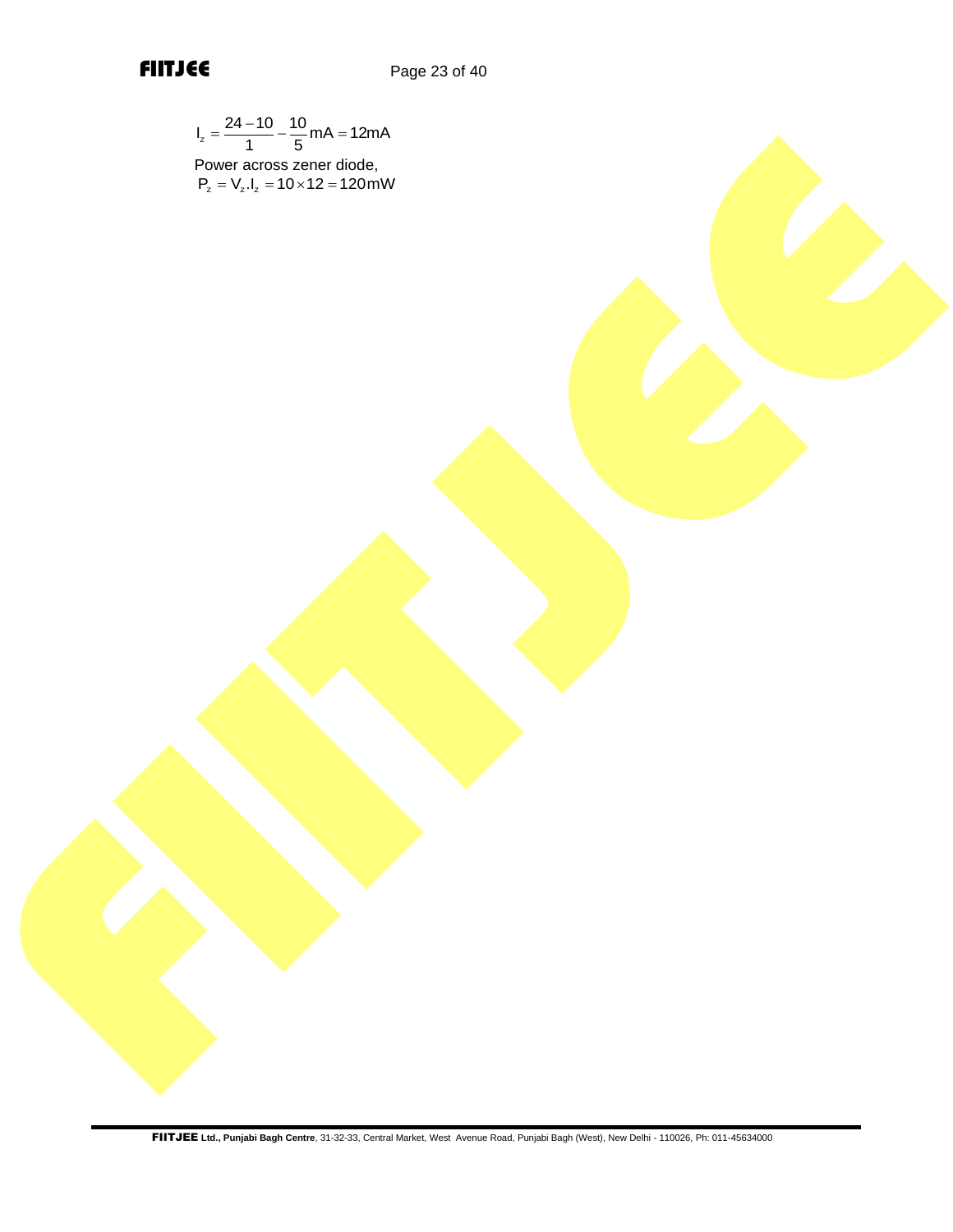$$I_z = \frac{24-10}{1} - \frac{10}{5} \text{mA} = 12\text{mA}$$

Power across zener diode,

$$P_z = V_z . I_z = 10 \times 12 = 120 \text{mW}$$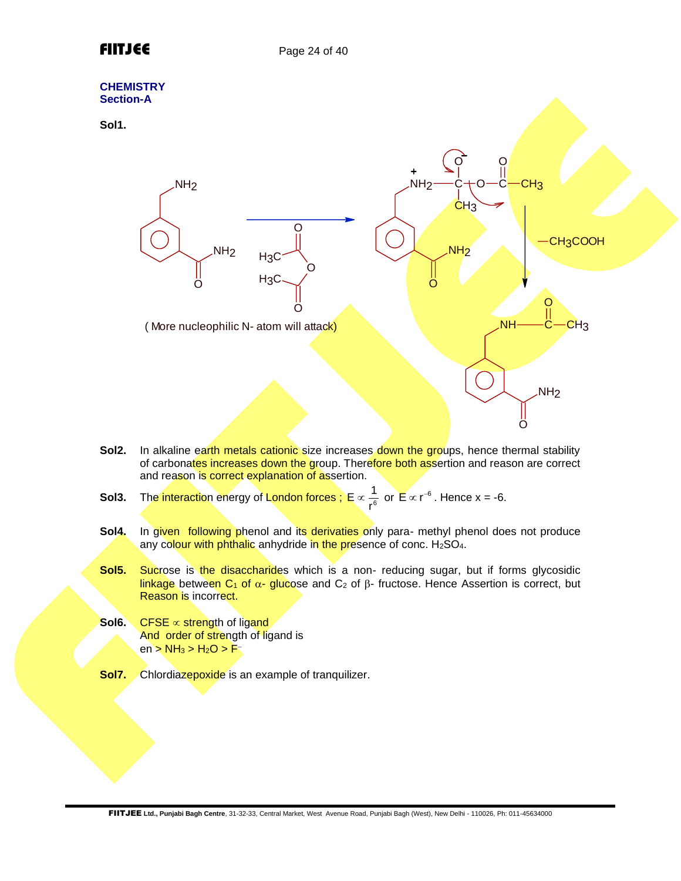## CHEMISTRY
### Section-A

**Sol1.**

( More nucleophilic N- atom will attack)

**Sol2.** In alkaline earth metals cationic size increases down the groups, hence thermal stability of carbonates increases down the group. Therefore both assertion and reason are correct and reason is correct explanation of assertion.

**Sol3.** The interaction energy of London forces ; $E \propto \frac{1}{r^6}$ or $E \propto r^{-6}$. Hence x = -6.

**Sol4.** In given following phenol and its derivaties only para- methyl phenol does not produce any colour with phthalic anhydride in the presence of conc. $H_2SO_4$.

**Sol5.** Sucrose is the disaccharides which is a non- reducing sugar, but if forms glycosidic linkage between $C_1$ of $\alpha$- glucose and $C_2$ of $\beta$- fructose. Hence Assertion is correct, but Reason is incorrect.

**Sol6.** CFSE $\propto$ strength of ligand
And order of strength of ligand is
en > $NH_3$ > $H_2O$ > $F^-$

**Sol7.** Chlordiazepoxide is an example of tranquilizer.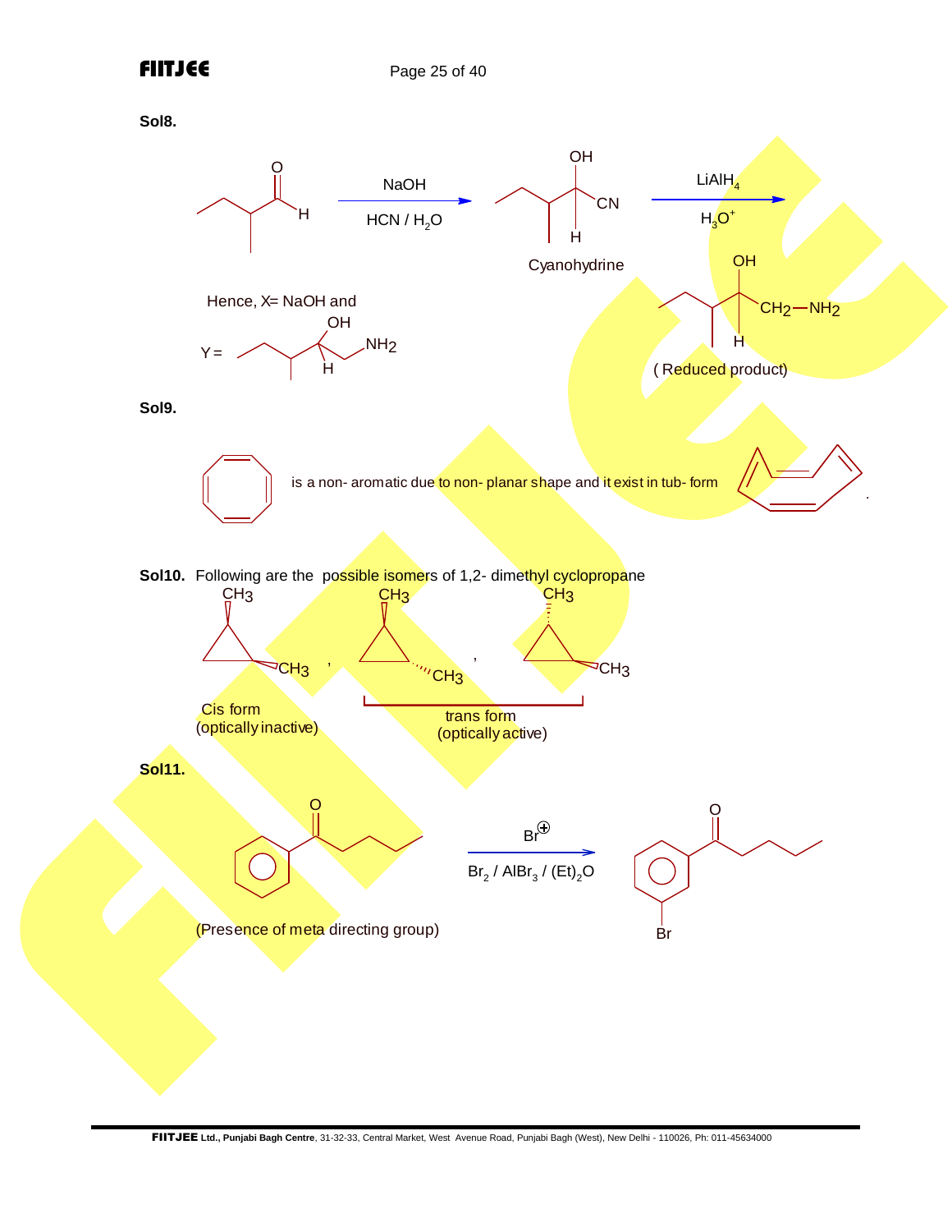**Sol8.**

NaOH, HCN / $H_2O$ → Cyanohydrine → $LiAlH_4$, $H_3O^+$ → (Reduced product)

Hence, X= NaOH and

Y = 

**Sol9.**

is a non- aromatic due to non- planar shape and it exist in tub- form

**Sol10.** Following are the possible isomers of 1,2- dimethyl cyclopropane

Cis form (optically inactive)

trans form (optically active)

**Sol11.**

$Br^{\oplus}$

$Br_2$ / $AlBr_3$ / $(Et)_2O$

(Presence of meta directing group)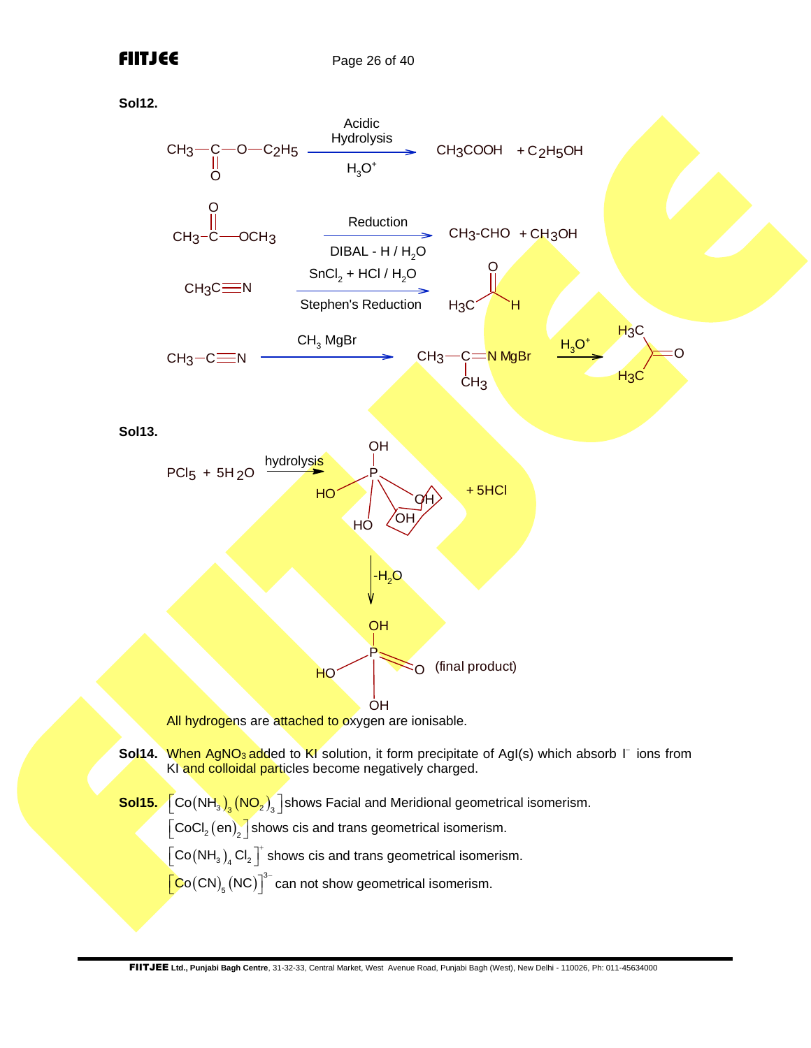**Sol12.**

$$CH_3-\overset{\overset{\displaystyle O}{||}}{C}-O-C_2H_5 \xrightarrow[H_3O^+]{\text{Acidic Hydrolysis}} CH_3COOH + C_2H_5OH$$

$$CH_3-\overset{\overset{\displaystyle O}{||}}{C}-OCH_3 \xrightarrow[\text{DIBAL - H / } H_2O]{\text{Reduction}} CH_3\text{-}CHO + CH_3OH$$

$$CH_3C\equiv N \xrightarrow[\text{Stephen's Reduction}]{SnCl_2 + HCl / H_2O} H_3C-\overset{\overset{\displaystyle O}{||}}{C}-H$$

$$CH_3-C\equiv N \xrightarrow{CH_3MgBr} CH_3-\underset{\underset{\displaystyle CH_3}{|}}{C}=N\,MgBr \xrightarrow{H_3O^+} (H_3C)_2C=O$$

**Sol13.**

$$PCl_5 + 5H_2O \xrightarrow{\text{hydrolysis}} P(OH)_5 + 5HCl$$

$$\downarrow -H_2O$$

$$H_3PO_4 \text{ (P(=O)(OH)}_3\text{)} \quad \text{(final product)}$$

All hydrogens are attached to oxygen are ionisable.

**Sol14.** When $AgNO_3$ added to KI solution, it form precipitate of AgI(s) which absorb $I^-$ ions from KI and colloidal particles become negatively charged.

**Sol15.** $\left[Co(NH_3)_3(NO_2)_3\right]$ shows Facial and Meridional geometrical isomerism.

$\left[CoCl_2(en)_2\right]$ shows cis and trans geometrical isomerism.

$\left[Co(NH_3)_4Cl_2\right]^+$ shows cis and trans geometrical isomerism.

$\left[Co(CN)_5(NC)\right]^{3-}$ can not show geometrical isomerism.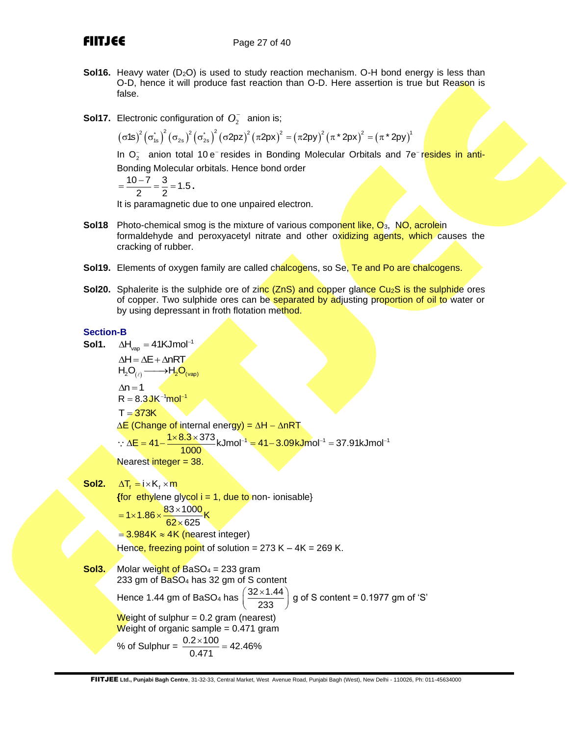**Sol16.** Heavy water ($D_2O$) is used to study reaction mechanism. O-H bond energy is less than O-D, hence it will produce fast reaction than O-D. Here assertion is true but Reason is false.

**Sol17.** Electronic configuration of $O_2^-$ anion is;

$$(\sigma 1s)^2 (\sigma_{1s}^*)^2 (\sigma_{2s})^2 (\sigma_{2s}^*)^2 (\sigma 2pz)^2 (\pi 2px)^2 = (\pi 2py)^2 (\pi^* 2px)^2 = (\pi^* 2py)^1$$

In $O_2^-$ anion total $10\,e^-$ resides in Bonding Molecular Orbitals and $7e^-$ resides in anti-Bonding Molecular orbitals. Hence bond order

$$= \frac{10-7}{2} = \frac{3}{2} = 1.5.$$

It is paramagnetic due to one unpaired electron.

**Sol18** Photo-chemical smog is the mixture of various component like, $O_3$, NO, acrolein formaldehyde and peroxyacetyl nitrate and other oxidizing agents, which causes the cracking of rubber.

**Sol19.** Elements of oxygen family are called chalcogens, so Se, Te and Po are chalcogens.

**Sol20.** Sphalerite is the sulphide ore of zinc (ZnS) and copper glance $Cu_2S$ is the sulphide ores of copper. Two sulphide ores can be separated by adjusting proportion of oil to water or by using depressant in froth flotation method.

## Section-B

**Sol1.** $\Delta H_{vap} = 41\text{KJmol}^{-1}$

$\Delta H = \Delta E + \Delta nRT$

$H_2O_{(\ell)} \longrightarrow H_2O_{(vap)}$

$\Delta n = 1$

$R = 8.3\,\text{JK}^{-1}\text{mol}^{-1}$

$T = 373\text{K}$

$\Delta E$ (Change of internal energy) = $\Delta H - \Delta nRT$

$$\because \Delta E = 41 - \frac{1 \times 8.3 \times 373}{1000}\text{kJmol}^{-1} = 41 - 3.09\text{kJmol}^{-1} = 37.91\text{kJmol}^{-1}$$

Nearest integer = 38.

**Sol2.** $\Delta T_f = i \times K_f \times m$

{for ethylene glycol i = 1, due to non- ionisable}

$$= 1 \times 1.86 \times \frac{83 \times 1000}{62 \times 625}\text{K}$$

$= 3.984\text{K} \approx 4\text{K}$ (nearest integer)

Hence, freezing point of solution = 273 K – 4K = 269 K.

**Sol3.** Molar weight of $BaSO_4$ = 233 gram

233 gm of $BaSO_4$ has 32 gm of S content

Hence 1.44 gm of $BaSO_4$ has $\left(\frac{32 \times 1.44}{233}\right)$ g of S content = 0.1977 gm of 'S'

Weight of sulphur = 0.2 gram (nearest)

Weight of organic sample = 0.471 gram

% of Sulphur = $\frac{0.2 \times 100}{0.471} = 42.46\%$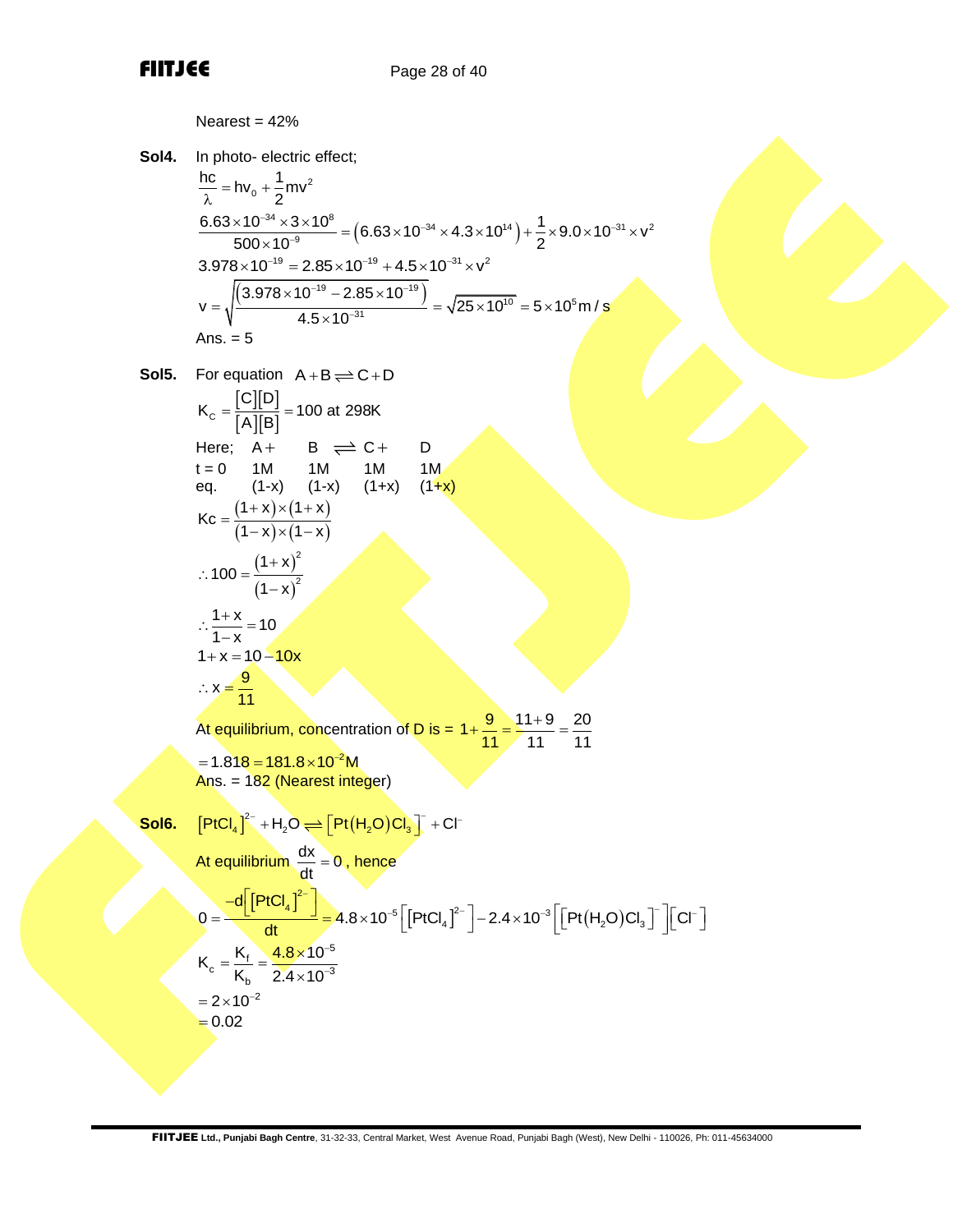Nearest = 42%

**Sol4.** In photo- electric effect;

$$\frac{hc}{\lambda} = hv_0 + \frac{1}{2}mv^2$$

$$\frac{6.63\times10^{-34}\times3\times10^{8}}{500\times10^{-9}} = \left(6.63\times10^{-34}\times4.3\times10^{14}\right) + \frac{1}{2}\times9.0\times10^{-31}\times v^2$$

$$3.978\times10^{-19} = 2.85\times10^{-19} + 4.5\times10^{-31}\times v^2$$

$$v = \sqrt{\frac{\left(3.978\times10^{-19} - 2.85\times10^{-19}\right)}{4.5\times10^{-31}}} = \sqrt{25\times10^{10}} = 5\times10^{5}\,m/s$$

Ans. = 5

**Sol5.** For equation $A + B \rightleftharpoons C + D$

$$K_C = \frac{[C][D]}{[A][B]} = 100 \text{ at } 298K$$

| Here; | A + | B | $\rightleftharpoons$ C + | D |
|---|---|---|---|---|
| t = 0 | 1M | 1M | 1M | 1M |
| eq. | (1-x) | (1-x) | (1+x) | (1+x) |

$$Kc = \frac{(1+x)\times(1+x)}{(1-x)\times(1-x)}$$

$$\therefore 100 = \frac{(1+x)^2}{(1-x)^2}$$

$$\therefore \frac{1+x}{1-x} = 10$$

$$1 + x = 10 - 10x$$

$$\therefore x = \frac{9}{11}$$

At equilibrium, concentration of D is $= 1 + \frac{9}{11} = \frac{11+9}{11} = \frac{20}{11}$

$= 1.818 = 181.8\times10^{-2}M$

Ans. = 182 (Nearest integer)

**Sol6.** $\left[PtCl_4\right]^{2-} + H_2O \rightleftharpoons \left[Pt(H_2O)Cl_3\right]^{-} + Cl^{-}$

At equilibrium $\frac{dx}{dt} = 0$, hence

$$0 = \frac{-d\left[\left[PtCl_4\right]^{2-}\right]}{dt} = 4.8\times10^{-5}\left[\left[PtCl_4\right]^{2-}\right] - 2.4\times10^{-3}\left[\left[Pt(H_2O)Cl_3\right]^{-}\right]\left[Cl^{-}\right]$$

$$K_c = \frac{K_f}{K_b} = \frac{4.8\times10^{-5}}{2.4\times10^{-3}}$$

$$= 2\times10^{-2}$$

$$= 0.02$$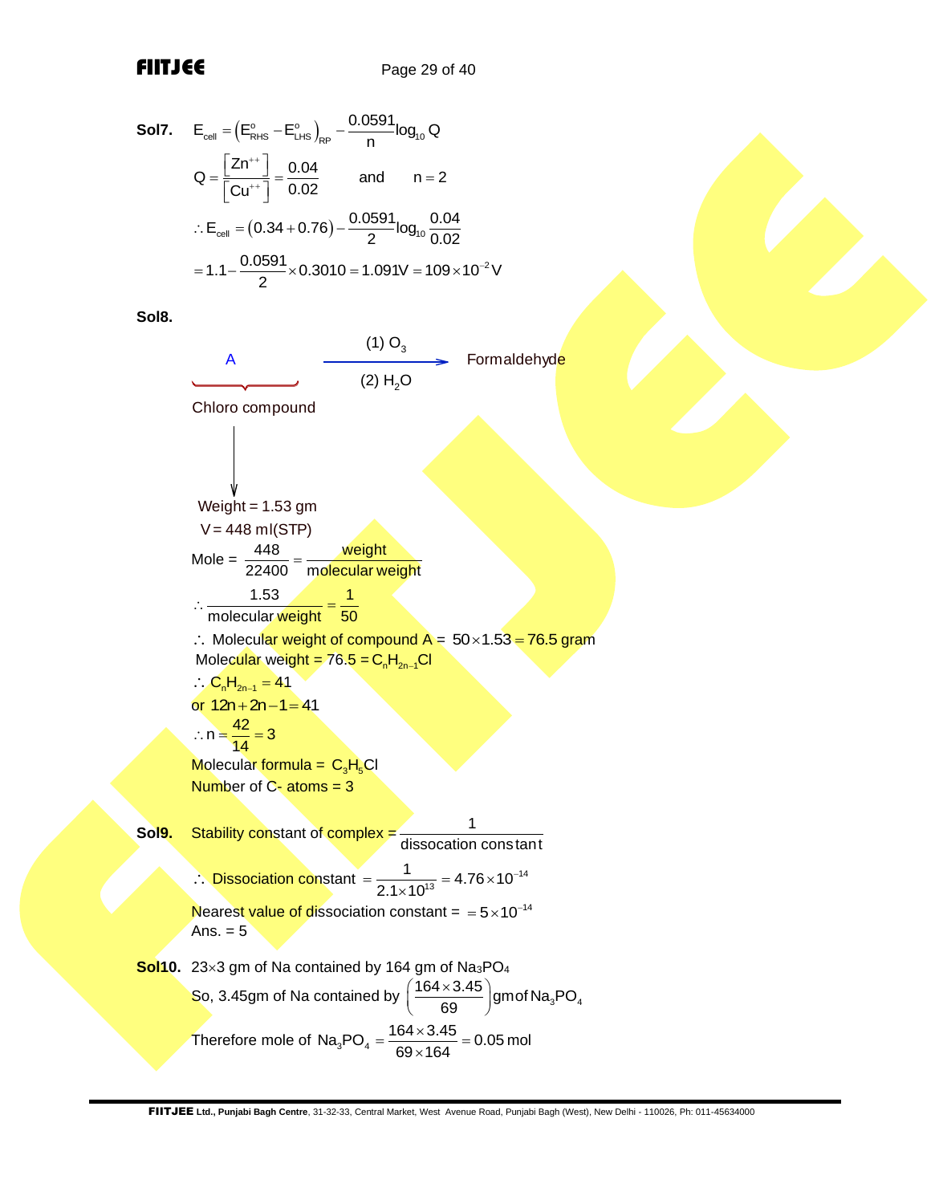**Sol7.** $E_{cell} = \left(E^o_{RHS} - E^o_{LHS}\right)_{RP} - \dfrac{0.0591}{n}\log_{10} Q$

$Q = \dfrac{\left[Zn^{++}\right]}{\left[Cu^{++}\right]} = \dfrac{0.04}{0.02}$ and $n = 2$

$\therefore E_{cell} = (0.34 + 0.76) - \dfrac{0.0591}{2}\log_{10}\dfrac{0.04}{0.02}$

$= 1.1 - \dfrac{0.0591}{2} \times 0.3010 = 1.091V = 109 \times 10^{-2} V$

**Sol8.**

$$\underbrace{A}_{\text{Chloro compound}} \xrightarrow[(2)\ H_2O]{(1)\ O_3} \text{Formaldehyde}$$

↓

Weight = 1.53 gm

V = 448 ml(STP)

Mole = $\dfrac{448}{22400} = \dfrac{\text{weight}}{\text{molecular weight}}$

$\therefore \dfrac{1.53}{\text{molecular weight}} = \dfrac{1}{50}$

$\therefore$ Molecular weight of compound A = $50 \times 1.53 = 76.5$ gram

Molecular weight = 76.5 = $C_nH_{2n-1}Cl$

$\therefore C_nH_{2n-1} = 41$

or $12n + 2n - 1 = 41$

$\therefore n = \dfrac{42}{14} = 3$

Molecular formula = $C_3H_5Cl$

Number of C- atoms = 3

**Sol9.** Stability constant of complex = $\dfrac{1}{\text{dissocation constant}}$

$\therefore$ Dissociation constant $= \dfrac{1}{2.1 \times 10^{13}} = 4.76 \times 10^{-14}$

Nearest value of dissociation constant = $= 5 \times 10^{-14}$

Ans. = 5

**Sol10.** 23×3 gm of Na contained by 164 gm of $Na_3PO_4$

So, 3.45gm of Na contained by $\left(\dfrac{164 \times 3.45}{69}\right)$ gm of $Na_3PO_4$

Therefore mole of $Na_3PO_4 = \dfrac{164 \times 3.45}{69 \times 164} = 0.05$ mol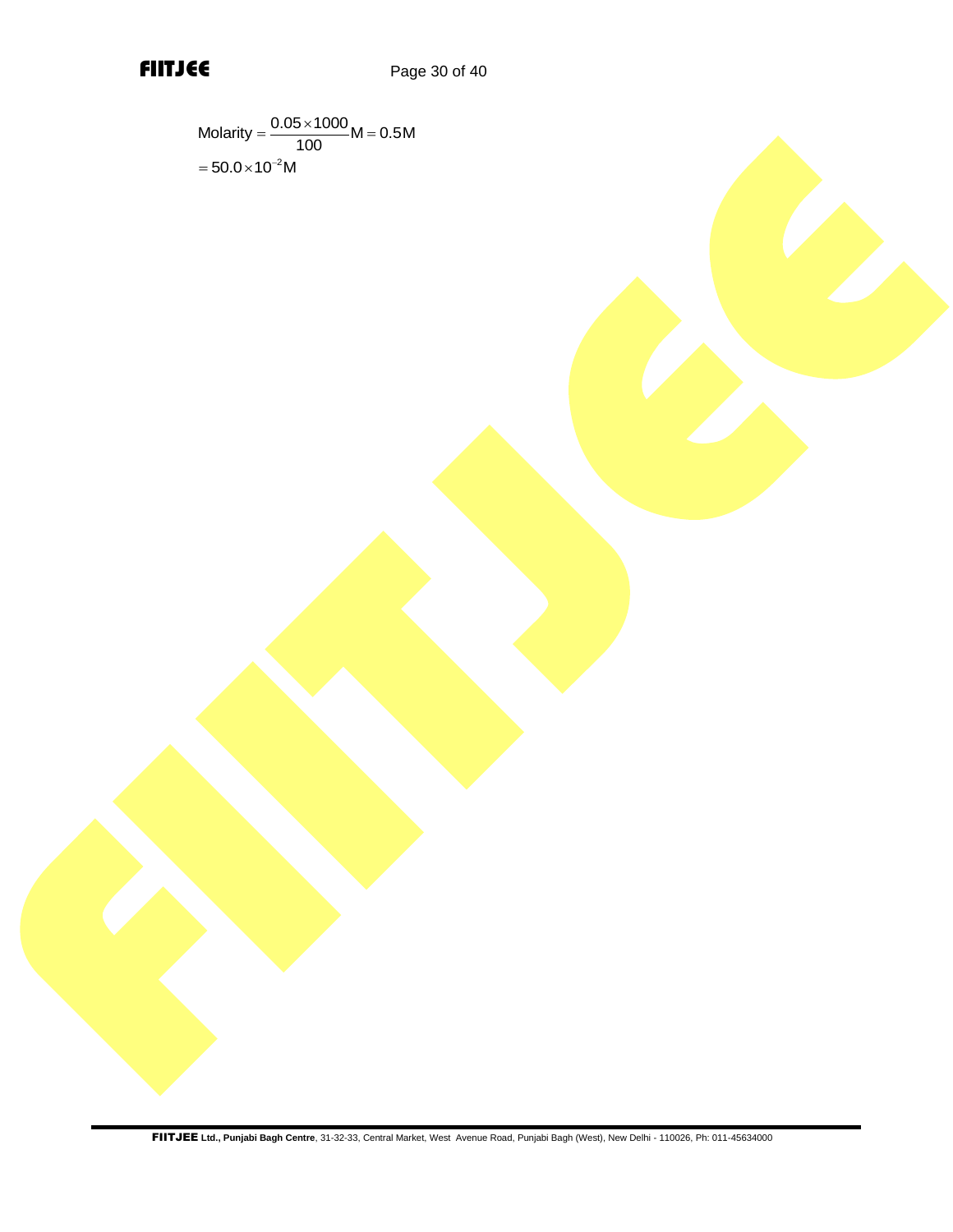$$\text{Molarity} = \frac{0.05 \times 1000}{100} M = 0.5 M$$

$$= 50.0 \times 10^{-2} M$$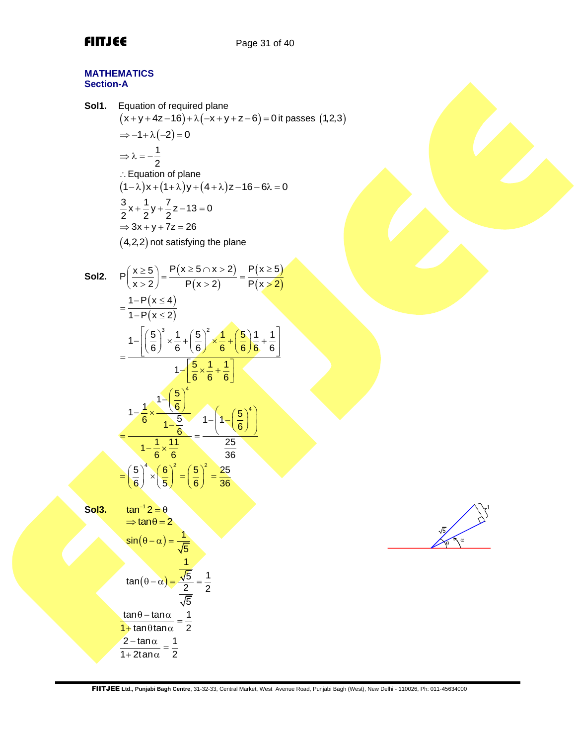# MATHEMATICS

## Section-A

**Sol1.** Equation of required plane

$(x+y+4z-16)+\lambda(-x+y+z-6)=0$ it passes $(1,2,3)$

$\Rightarrow -1+\lambda(-2)=0$

$\Rightarrow \lambda=-\dfrac{1}{2}$

$\therefore$ Equation of plane

$(1-\lambda)x+(1+\lambda)y+(4+\lambda)z-16-6\lambda=0$

$\dfrac{3}{2}x+\dfrac{1}{2}y+\dfrac{7}{2}z-13=0$

$\Rightarrow 3x+y+7z=26$

$(4,2,2)$ not satisfying the plane

**Sol2.**

$$P\left(\frac{x\ge 5}{x>2}\right)=\frac{P(x\ge 5\cap x>2)}{P(x>2)}=\frac{P(x\ge 5)}{P(x>2)}$$

$$=\frac{1-P(x\le 4)}{1-P(x\le 2)}$$

$$=\frac{1-\left[\left(\frac{5}{6}\right)^3\times\frac{1}{6}+\left(\frac{5}{6}\right)^2\times\frac{1}{6}+\left(\frac{5}{6}\right)\frac{1}{6}+\frac{1}{6}\right]}{1-\left[\frac{5}{6}\times\frac{1}{6}+\frac{1}{6}\right]}$$

$$=\frac{1-\frac{1}{6}\times\frac{1-\left(\frac{5}{6}\right)^4}{1-\frac{5}{6}}}{1-\frac{1}{6}\times\frac{11}{6}}=\frac{1-\left(1-\left(\frac{5}{6}\right)^4\right)}{\frac{25}{36}}$$

$$=\left(\frac{5}{6}\right)^4\times\left(\frac{6}{5}\right)^2=\left(\frac{5}{6}\right)^2=\frac{25}{36}$$

**Sol3.** $\tan^{-1}2=\theta$

$\Rightarrow \tan\theta=2$

$\sin(\theta-\alpha)=\dfrac{1}{\sqrt{5}}$

$$\tan(\theta-\alpha)=\frac{\frac{1}{\sqrt{5}}}{\frac{2}{\sqrt{5}}}=\frac{1}{2}$$

$$\frac{\tan\theta-\tan\alpha}{1+\tan\theta\tan\alpha}=\frac{1}{2}$$

$$\frac{2-\tan\alpha}{1+2\tan\alpha}=\frac{1}{2}$$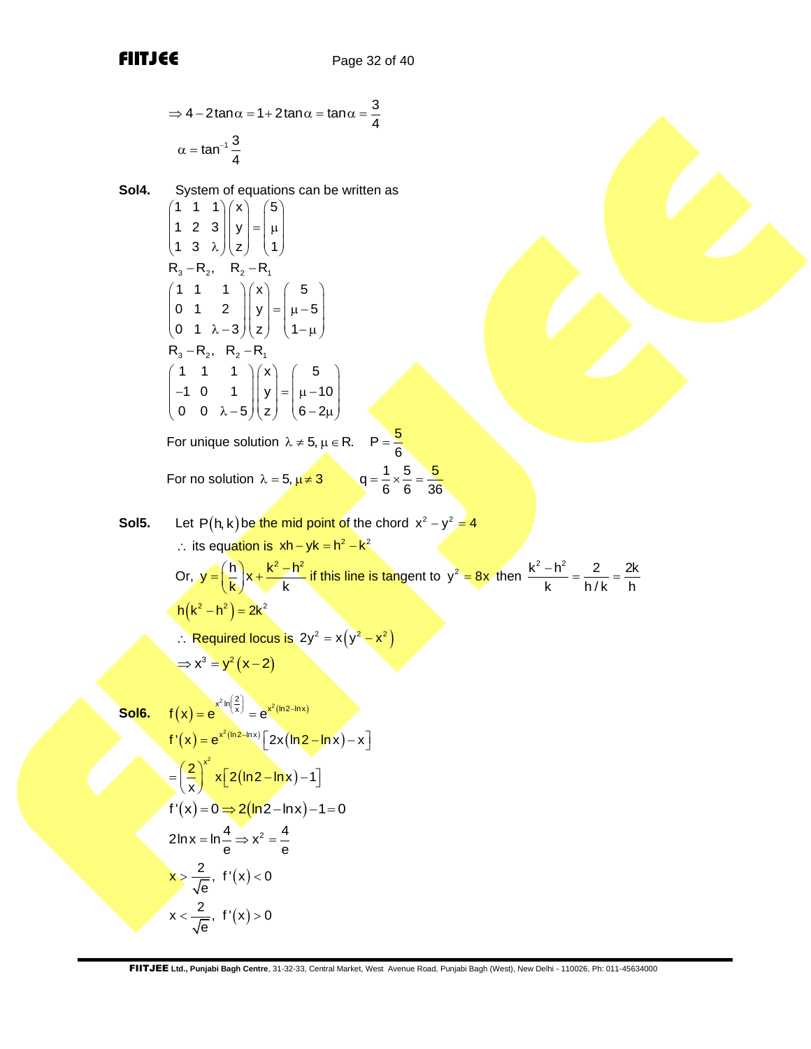$$\Rightarrow 4 - 2\tan\alpha = 1 + 2\tan\alpha = \tan\alpha = \frac{3}{4}$$

$$\alpha = \tan^{-1}\frac{3}{4}$$

**Sol4.** System of equations can be written as

$$\begin{pmatrix} 1 & 1 & 1 \\ 1 & 2 & 3 \\ 1 & 3 & \lambda \end{pmatrix}\begin{pmatrix} x \\ y \\ z \end{pmatrix} = \begin{pmatrix} 5 \\ \mu \\ 1 \end{pmatrix}$$

$R_3 - R_2, \quad R_2 - R_1$

$$\begin{pmatrix} 1 & 1 & 1 \\ 0 & 1 & 2 \\ 0 & 1 & \lambda - 3 \end{pmatrix}\begin{pmatrix} x \\ y \\ z \end{pmatrix} = \begin{pmatrix} 5 \\ \mu - 5 \\ 1 - \mu \end{pmatrix}$$

$R_3 - R_2, \quad R_2 - R_1$

$$\begin{pmatrix} 1 & 1 & 1 \\ -1 & 0 & 1 \\ 0 & 0 & \lambda - 5 \end{pmatrix}\begin{pmatrix} x \\ y \\ z \end{pmatrix} = \begin{pmatrix} 5 \\ \mu - 10 \\ 6 - 2\mu \end{pmatrix}$$

For unique solution $\lambda \neq 5, \mu \in R.$ $\quad P = \frac{5}{6}$

For no solution $\lambda = 5, \mu \neq 3$ $\quad q = \frac{1}{6} \times \frac{5}{6} = \frac{5}{36}$

**Sol5.** Let $P(h, k)$ be the mid point of the chord $x^2 - y^2 = 4$

$\therefore$ its equation is $xh - yk = h^2 - k^2$

Or, $y = \left(\frac{h}{k}\right)x + \frac{k^2 - h^2}{k}$ if this line is tangent to $y^2 = 8x$ then $\frac{k^2 - h^2}{k} = \frac{2}{h/k} = \frac{2k}{h}$

$h(k^2 - h^2) = 2k^2$

$\therefore$ Required locus is $2y^2 = x(y^2 - x^2)$

$\Rightarrow x^3 = y^2(x - 2)$

**Sol6.** $f(x) = e^{x^2 \ln\left(\frac{2}{x}\right)} = e^{x^2(\ln 2 - \ln x)}$

$f'(x) = e^{x^2(\ln 2 - \ln x)}\left[2x(\ln 2 - \ln x) - x\right]$

$= \left(\frac{2}{x}\right)^{x^2} x\left[2(\ln 2 - \ln x) - 1\right]$

$f'(x) = 0 \Rightarrow 2(\ln 2 - \ln x) - 1 = 0$

$2\ln x = \ln\frac{4}{e} \Rightarrow x^2 = \frac{4}{e}$

$x > \frac{2}{\sqrt{e}}, \ f'(x) < 0$

$x < \frac{2}{\sqrt{e}}, \ f'(x) > 0$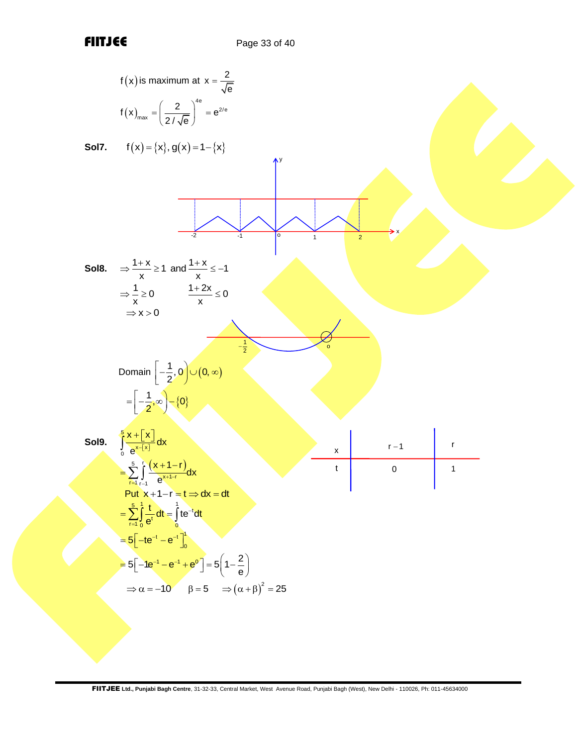$f(x)$ is maximum at $x = \frac{2}{\sqrt{e}}$

$$f(x)_{max} = \left(\frac{2}{2/\sqrt{e}}\right)^{4e} = e^{2/e}$$

**Sol7.** $f(x) = \{x\}, g(x) = 1 - \{x\}$

**Sol8.** $\Rightarrow \frac{1+x}{x} \geq 1$ and $\frac{1+x}{x} \leq -1$

$\Rightarrow \frac{1}{x} \geq 0 \qquad \frac{1+2x}{x} \leq 0$

$\Rightarrow x > 0$

Domain $\left[-\frac{1}{2}, 0\right) \cup (0, \infty)$

$= \left[-\frac{1}{2}, \infty\right) - \{0\}$

**Sol9.** $\int_0^5 \frac{x + [x]}{e^{x-[x]}} dx$

| x | r − 1 | r |
|---|---|---|
| t | 0 | 1 |

$= \sum_{r=1}^{5} \int_{r-1}^{r} \frac{(x+1-r)}{e^{x+1-r}} dx$

Put $x + 1 - r = t \Rightarrow dx = dt$

$= \sum_{r=1}^{5} \int_0^1 \frac{t}{e^t} dt = \int_0^1 te^{-t} dt$

$= 5\left[-te^{-t} - e^{-t}\right]_0^1$

$= 5\left[-1e^{-1} - e^{-1} + e^0\right] = 5\left(1 - \frac{2}{e}\right)$

$\Rightarrow \alpha = -10 \qquad \beta = 5 \qquad \Rightarrow (\alpha + \beta)^2 = 25$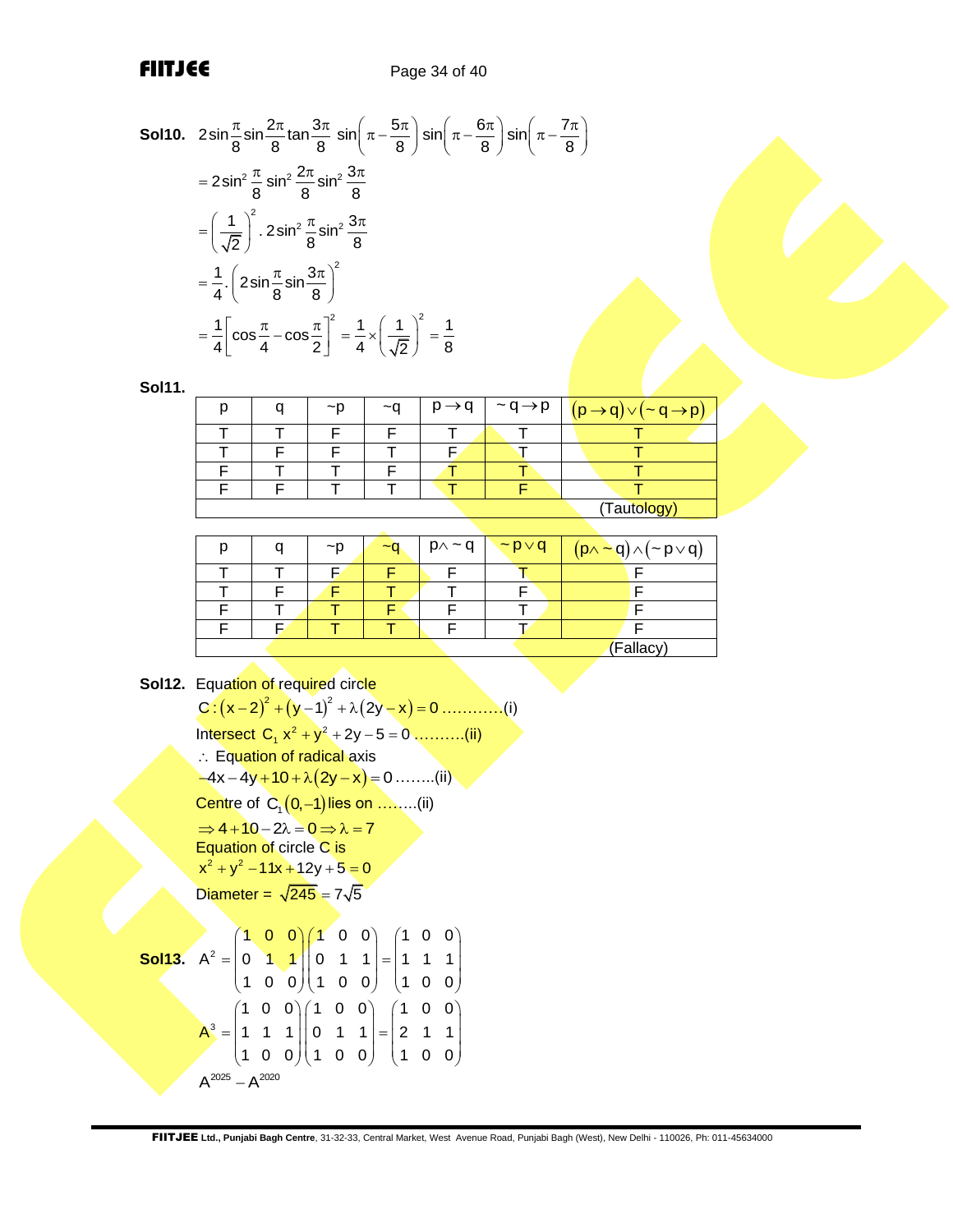**Sol10.** $2\sin\frac{\pi}{8}\sin\frac{2\pi}{8}\tan\frac{3\pi}{8}\ \sin\left(\pi-\frac{5\pi}{8}\right)\sin\left(\pi-\frac{6\pi}{8}\right)\sin\left(\pi-\frac{7\pi}{8}\right)$

$= 2\sin^2\frac{\pi}{8}\sin^2\frac{2\pi}{8}\sin^2\frac{3\pi}{8}$

$= \left(\frac{1}{\sqrt{2}}\right)^2 . 2\sin^2\frac{\pi}{8}\sin^2\frac{3\pi}{8}$

$= \frac{1}{4}.\left(2\sin\frac{\pi}{8}\sin\frac{3\pi}{8}\right)^2$

$= \frac{1}{4}\left[\cos\frac{\pi}{4}-\cos\frac{\pi}{2}\right]^2 = \frac{1}{4}\times\left(\frac{1}{\sqrt{2}}\right)^2 = \frac{1}{8}$

**Sol11.**

| p | q | ~p | ~q | $p \to q$ | $\sim q \to p$ | $(p \to q) \vee (\sim q \to p)$ |
|---|---|---|---|---|---|---|
| T | T | F | F | T | T | T |
| T | F | F | T | F | T | T |
| F | T | T | F | T | T | T |
| F | F | T | T | T | F | T |
| | | | | | | (Tautology) |

| p | q | ~p | ~q | $p \wedge \sim q$ | $\sim p \vee q$ | $(p \wedge \sim q) \wedge (\sim p \vee q)$ |
|---|---|---|---|---|---|---|
| T | T | F | F | F | T | F |
| T | F | F | T | T | F | F |
| F | T | T | F | F | T | F |
| F | F | T | T | F | T | F |
| | | | | | | (Fallacy) |

**Sol12.** Equation of required circle

$C : (x-2)^2 + (y-1)^2 + \lambda(2y - x) = 0$ …………(i)

Intersect $C_1\ x^2 + y^2 + 2y - 5 = 0$ ……….(ii)

$\therefore$ Equation of radical axis

$-4x - 4y + 10 + \lambda(2y - x) = 0$ ……..(ii)

Centre of $C_1(0, -1)$ lies on ……..(ii)

$\Rightarrow 4 + 10 - 2\lambda = 0 \Rightarrow \lambda = 7$

Equation of circle C is

$x^2 + y^2 - 11x + 12y + 5 = 0$

Diameter = $\sqrt{245} = 7\sqrt{5}$

**Sol13.** $A^2 = \begin{pmatrix} 1 & 0 & 0 \\ 0 & 1 & 1 \\ 1 & 0 & 0 \end{pmatrix}\begin{pmatrix} 1 & 0 & 0 \\ 0 & 1 & 1 \\ 1 & 0 & 0 \end{pmatrix} = \begin{pmatrix} 1 & 0 & 0 \\ 1 & 1 & 1 \\ 1 & 0 & 0 \end{pmatrix}$

$A^3 = \begin{pmatrix} 1 & 0 & 0 \\ 1 & 1 & 1 \\ 1 & 0 & 0 \end{pmatrix}\begin{pmatrix} 1 & 0 & 0 \\ 0 & 1 & 1 \\ 1 & 0 & 0 \end{pmatrix} = \begin{pmatrix} 1 & 0 & 0 \\ 2 & 1 & 1 \\ 1 & 0 & 0 \end{pmatrix}$

$A^{2025} - A^{2020}$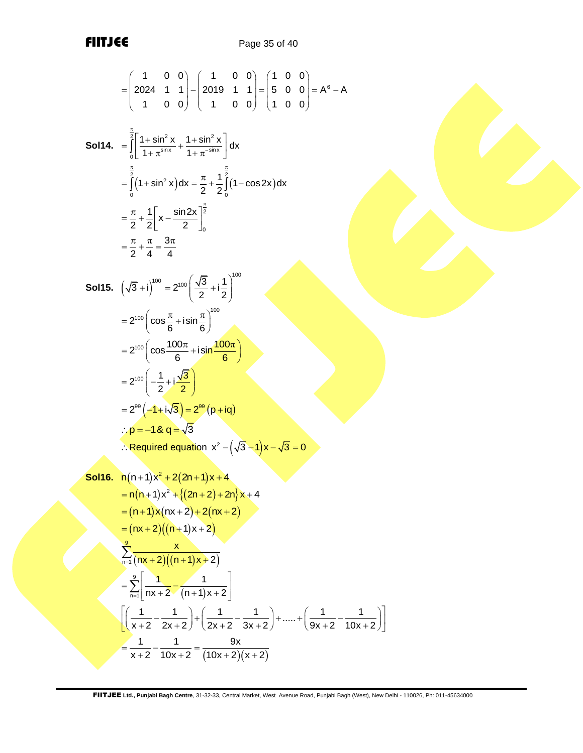$$= \begin{pmatrix} 1 & 0 & 0 \\ 2024 & 1 & 1 \\ 1 & 0 & 0 \end{pmatrix} - \begin{pmatrix} 1 & 0 & 0 \\ 2019 & 1 & 1 \\ 1 & 0 & 0 \end{pmatrix} = \begin{pmatrix} 1 & 0 & 0 \\ 5 & 0 & 0 \\ 1 & 0 & 0 \end{pmatrix} = A^6 - A$$

**Sol14.** $= \int_0^{\frac{\pi}{2}} \left[ \frac{1+\sin^2 x}{1+\pi^{\sin x}} + \frac{1+\sin^2 x}{1+\pi^{-\sin x}} \right] dx$

$$= \int_0^{\frac{\pi}{2}} \left(1+\sin^2 x\right) dx = \frac{\pi}{2} + \frac{1}{2}\int_0^{\frac{\pi}{2}} (1-\cos 2x)\, dx$$

$$= \frac{\pi}{2} + \frac{1}{2}\left[ x - \frac{\sin 2x}{2} \right]_0^{\frac{\pi}{2}}$$

$$= \frac{\pi}{2} + \frac{\pi}{4} = \frac{3\pi}{4}$$

**Sol15.** $\left(\sqrt{3}+i\right)^{100} = 2^{100}\left( \frac{\sqrt{3}}{2} + i\frac{1}{2} \right)^{100}$

$$= 2^{100}\left( \cos\frac{\pi}{6} + i\sin\frac{\pi}{6} \right)^{100}$$

$$= 2^{100}\left( \cos\frac{100\pi}{6} + i\sin\frac{100\pi}{6} \right)$$

$$= 2^{100}\left( -\frac{1}{2} + i\frac{\sqrt{3}}{2} \right)$$

$$= 2^{99}\left( -1 + i\sqrt{3} \right) = 2^{99}(p + iq)$$

$\therefore p = -1 \;\&\; q = \sqrt{3}$

$\therefore$ Required equation $x^2 - \left(\sqrt{3}-1\right)x - \sqrt{3} = 0$

**Sol16.** $n(n+1)x^2 + 2(2n+1)x + 4$

$$= n(n+1)x^2 + \{(2n+2)+2n\}x + 4$$

$$= (n+1)x(nx+2) + 2(nx+2)$$

$$= (nx+2)\left((n+1)x+2\right)$$

$$\sum_{n=1}^{9} \frac{x}{(nx+2)\left((n+1)x+2\right)}$$

$$= \sum_{n=1}^{9} \left[ \frac{1}{nx+2} - \frac{1}{(n+1)x+2} \right]$$

$$\left[ \left( \frac{1}{x+2} - \frac{1}{2x+2} \right) + \left( \frac{1}{2x+2} - \frac{1}{3x+2} \right) + \ldots\ldots + \left( \frac{1}{9x+2} - \frac{1}{10x+2} \right) \right]$$

$$= \frac{1}{x+2} - \frac{1}{10x+2} = \frac{9x}{(10x+2)(x+2)}$$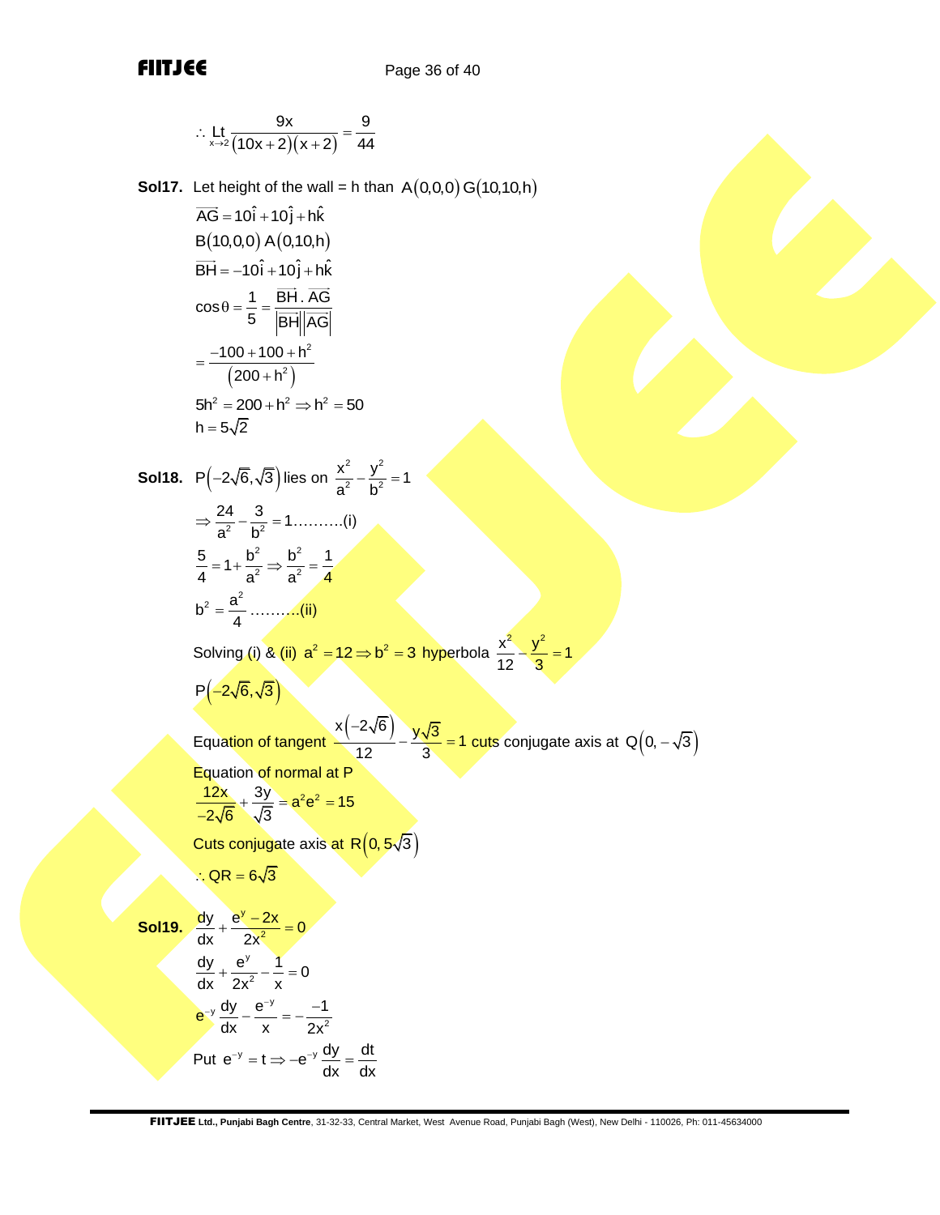$$\therefore \underset{x \to 2}{\text{Lt}} \frac{9x}{(10x+2)(x+2)} = \frac{9}{44}$$

**Sol17.** Let height of the wall = h than $A(0,0,0)\,G(10,10,h)$

$\overline{AG} = 10\hat{i} + 10\hat{j} + h\hat{k}$

$B(10,0,0)\,A(0,10,h)$

$\overline{BH} = -10\hat{i} + 10\hat{j} + h\hat{k}$

$$\cos\theta = \frac{1}{5} = \frac{\overrightarrow{BH}\,.\,\overrightarrow{AG}}{\left|\overrightarrow{BH}\right|\left|\overrightarrow{AG}\right|}$$

$$= \frac{-100 + 100 + h^2}{\left(200 + h^2\right)}$$

$5h^2 = 200 + h^2 \Rightarrow h^2 = 50$

$h = 5\sqrt{2}$

**Sol18.** $P\left(-2\sqrt{6}, \sqrt{3}\right)$ lies on $\frac{x^2}{a^2} - \frac{y^2}{b^2} = 1$

$\Rightarrow \frac{24}{a^2} - \frac{3}{b^2} = 1$……….(i)

$\frac{5}{4} = 1 + \frac{b^2}{a^2} \Rightarrow \frac{b^2}{a^2} = \frac{1}{4}$

$b^2 = \frac{a^2}{4}$ ……….(ii)

Solving (i) & (ii) $a^2 = 12 \Rightarrow b^2 = 3$ hyperbola $\frac{x^2}{12} - \frac{y^2}{3} = 1$

$P\left(-2\sqrt{6}, \sqrt{3}\right)$

Equation of tangent $\frac{x\left(-2\sqrt{6}\right)}{12} - \frac{y\sqrt{3}}{3} = 1$ cuts conjugate axis at $Q\left(0, -\sqrt{3}\right)$

Equation of normal at P

$$\frac{12x}{-2\sqrt{6}} + \frac{3y}{\sqrt{3}} = a^2e^2 = 15$$

Cuts conjugate axis at $R\left(0, 5\sqrt{3}\right)$

$\therefore QR = 6\sqrt{3}$

**Sol19.** $\frac{dy}{dx} + \frac{e^y - 2x}{2x^2} = 0$

$\frac{dy}{dx} + \frac{e^y}{2x^2} - \frac{1}{x} = 0$

$e^{-y}\frac{dy}{dx} - \frac{e^{-y}}{x} = -\frac{-1}{2x^2}$

Put $e^{-y} = t \Rightarrow -e^{-y}\frac{dy}{dx} = \frac{dt}{dx}$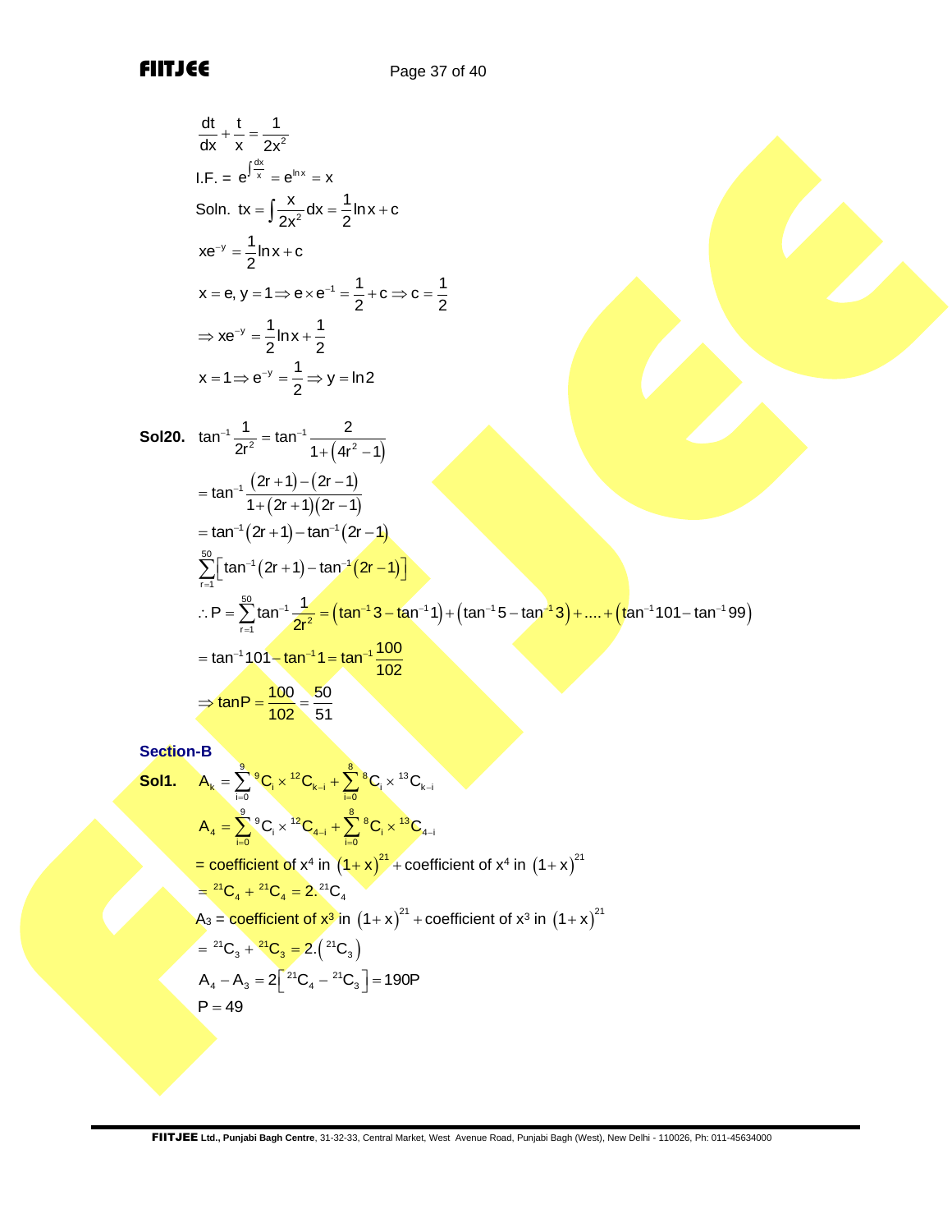$$\frac{dt}{dx}+\frac{t}{x}=\frac{1}{2x^2}$$

I.F. $= e^{\int \frac{dx}{x}} = e^{\ln x} = x$

Soln. $tx = \int \frac{x}{2x^2}dx = \frac{1}{2}\ln x + c$

$xe^{-y} = \frac{1}{2}\ln x + c$

$x = e,\ y = 1 \Rightarrow e \times e^{-1} = \frac{1}{2} + c \Rightarrow c = \frac{1}{2}$

$\Rightarrow xe^{-y} = \frac{1}{2}\ln x + \frac{1}{2}$

$x = 1 \Rightarrow e^{-y} = \frac{1}{2} \Rightarrow y = \ln 2$

**Sol20.** $\tan^{-1}\frac{1}{2r^2} = \tan^{-1}\frac{2}{1+\left(4r^2-1\right)}$

$= \tan^{-1}\frac{(2r+1)-(2r-1)}{1+(2r+1)(2r-1)}$

$= \tan^{-1}(2r+1) - \tan^{-1}(2r-1)$

$\sum_{r=1}^{50}\left[\tan^{-1}(2r+1)-\tan^{-1}(2r-1)\right]$

$\therefore P = \sum_{r=1}^{50}\tan^{-1}\frac{1}{2r^2} = \left(\tan^{-1}3-\tan^{-1}1\right)+\left(\tan^{-1}5-\tan^{-1}3\right)+....+\left(\tan^{-1}101-\tan^{-1}99\right)$

$= \tan^{-1}101 - \tan^{-1}1 = \tan^{-1}\frac{100}{102}$

$\Rightarrow \tan P = \frac{100}{102} = \frac{50}{51}$

## Section-B

**Sol1.** $A_k = \sum_{i=0}^{9} {}^9C_i \times {}^{12}C_{k-i} + \sum_{i=0}^{8} {}^8C_i \times {}^{13}C_{k-i}$

$A_4 = \sum_{i=0}^{9} {}^9C_i \times {}^{12}C_{4-i} + \sum_{i=0}^{8} {}^8C_i \times {}^{13}C_{4-i}$

= coefficient of $x^4$ in $(1+x)^{21}$ + coefficient of $x^4$ in $(1+x)^{21}$

$= {}^{21}C_4 + {}^{21}C_4 = 2.{}^{21}C_4$

$A_3$ = coefficient of $x^3$ in $(1+x)^{21}$ + coefficient of $x^3$ in $(1+x)^{21}$

$= {}^{21}C_3 + {}^{21}C_3 = 2.\left({}^{21}C_3\right)$

$A_4 - A_3 = 2\left[{}^{21}C_4 - {}^{21}C_3\right] = 190P$

$P = 49$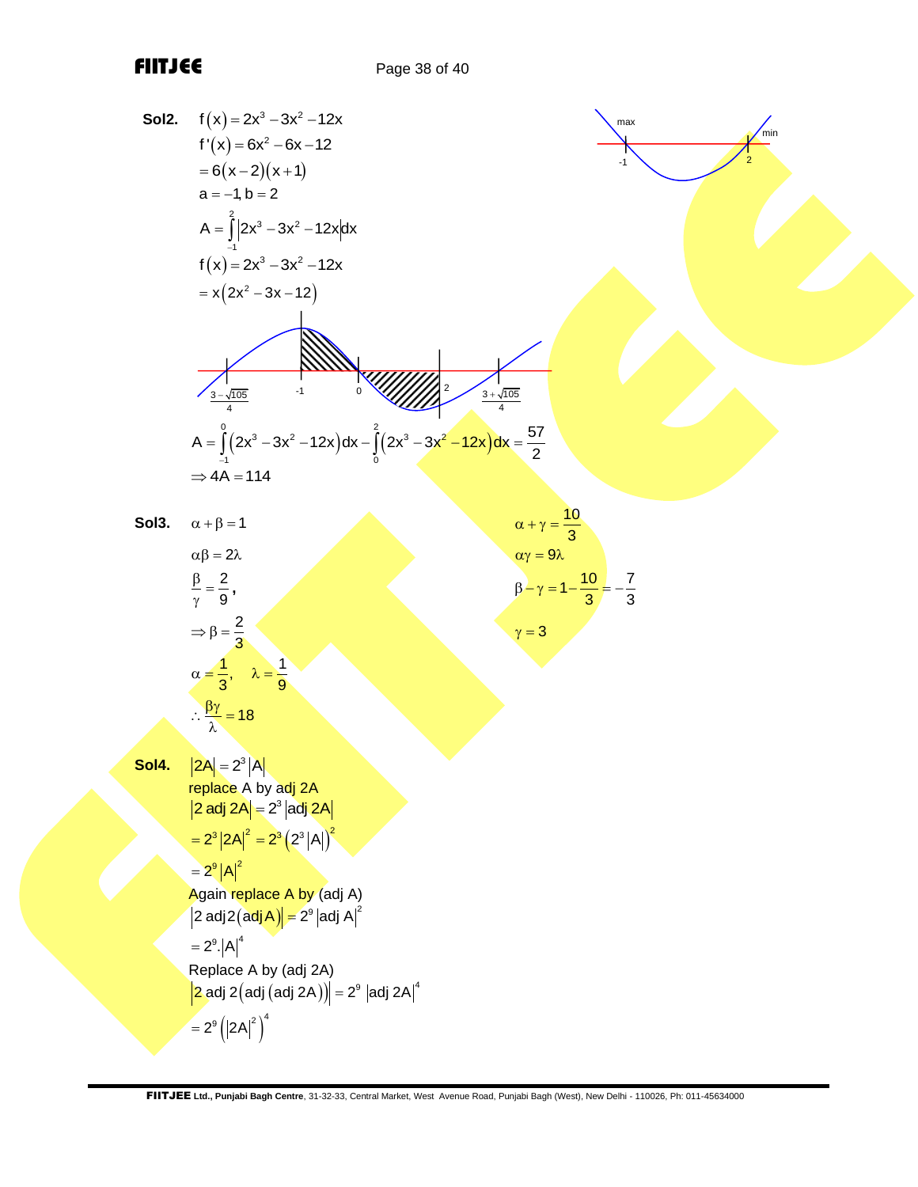**Sol2.** $f(x) = 2x^3 - 3x^2 - 12x$

$f'(x) = 6x^2 - 6x - 12$

$= 6(x-2)(x+1)$

$a = -1, b = 2$

$A = \int_{-1}^{2} \left|2x^3 - 3x^2 - 12x\right| dx$

$f(x) = 2x^3 - 3x^2 - 12x$

$= x\left(2x^2 - 3x - 12\right)$

$A = \int_{-1}^{0}\left(2x^3 - 3x^2 - 12x\right)dx - \int_{0}^{2}\left(2x^3 - 3x^2 - 12x\right)dx = \frac{57}{2}$

$\Rightarrow 4A = 114$

**Sol3.** $\alpha + \beta = 1$

$\alpha\beta = 2\lambda$

$\frac{\beta}{\gamma} = \frac{2}{9},$

$\Rightarrow \beta = \frac{2}{3}$

$\alpha = \frac{1}{3}, \quad \lambda = \frac{1}{9}$

$\therefore \frac{\beta\gamma}{\lambda} = 18$

$\alpha + \gamma = \frac{10}{3}$

$\alpha\gamma = 9\lambda$

$\beta - \gamma = 1 - \frac{10}{3} = -\frac{7}{3}$

$\gamma = 3$

**Sol4.** $|2A| = 2^3|A|$

replace A by adj 2A

$|2\,\text{adj}\,2A| = 2^3|\text{adj}\,2A|$

$= 2^3|2A|^2 = 2^3\left(2^3|A|\right)^2$

$= 2^9|A|^2$

Again replace A by (adj A)

$|2\,\text{adj}\,2(\text{adj}\,A)| = 2^9|\text{adj}\,A|^2$

$= 2^9.|A|^4$

Replace A by (adj 2A)

$|2\,\text{adj}\,2(\text{adj}\,(\text{adj}\,2A))| = 2^9\,|\text{adj}\,2A|^4$

$= 2^9\left(|2A|^2\right)^4$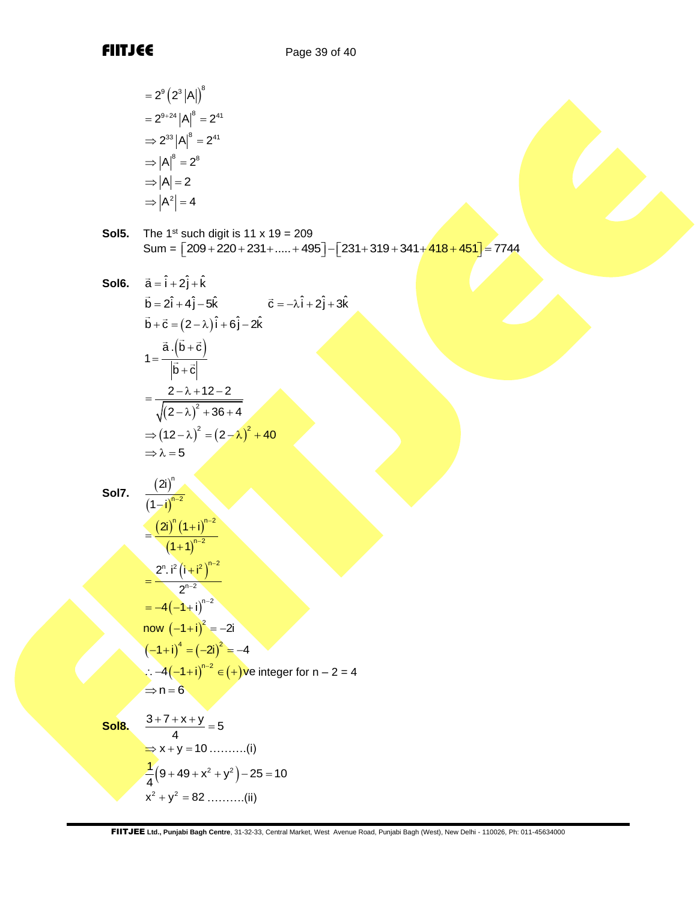$= 2^9\left(2^3|A|\right)^8$

$= 2^{9+24}|A|^8 = 2^{41}$

$\Rightarrow 2^{33}|A|^8 = 2^{41}$

$\Rightarrow |A|^8 = 2^8$

$\Rightarrow |A| = 2$

$\Rightarrow |A^2| = 4$

**Sol5.** The 1st such digit is 11 x 19 = 209

Sum = $[209 + 220 + 231 + ..... + 495] - [231 + 319 + 341 + 418 + 451] = 7744$

**Sol6.** $\vec{a} = \hat{i} + 2\hat{j} + \hat{k}$

$\vec{b} = 2\hat{i} + 4\hat{j} - 5\hat{k}$ $\qquad \vec{c} = -\lambda\hat{i} + 2\hat{j} + 3\hat{k}$

$\vec{b} + \vec{c} = (2-\lambda)\hat{i} + 6\hat{j} - 2\hat{k}$

$$1 = \frac{\vec{a}.(\vec{b}+\vec{c})}{|\vec{b}+\vec{c}|}$$

$$= \frac{2-\lambda+12-2}{\sqrt{(2-\lambda)^2+36+4}}$$

$\Rightarrow (12-\lambda)^2 = (2-\lambda)^2 + 40$

$\Rightarrow \lambda = 5$

**Sol7.** $\dfrac{(2i)^n}{(1-i)^{n-2}}$

$$= \frac{(2i)^n(1+i)^{n-2}}{(1+1)^{n-2}}$$

$$= \frac{2^n.i^2\left(i+i^2\right)^{n-2}}{2^{n-2}}$$

$= -4(-1+i)^{n-2}$

now $(-1+i)^2 = -2i$

$(-1+i)^4 = (-2i)^2 = -4$

$\therefore -4(-1+i)^{n-2} \in (+)$ve integer for n – 2 = 4

$\Rightarrow n = 6$

**Sol8.** $\dfrac{3+7+x+y}{4} = 5$

$\Rightarrow x + y = 10$ ……….(i)

$\dfrac{1}{4}\left(9+49+x^2+y^2\right) - 25 = 10$

$x^2 + y^2 = 82$ ……….(ii)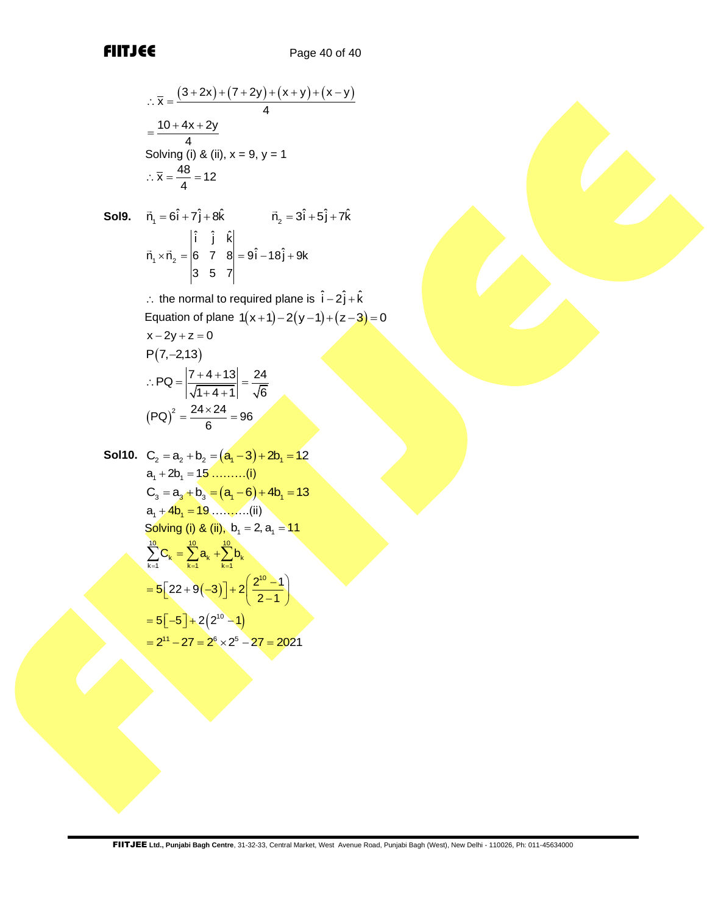$$\therefore \bar{x} = \frac{(3+2x)+(7+2y)+(x+y)+(x-y)}{4}$$

$$= \frac{10+4x+2y}{4}$$

Solving (i) & (ii), x = 9, y = 1

$$\therefore \bar{x} = \frac{48}{4} = 12$$

**Sol9.** $\vec{n}_1 = 6\hat{i} + 7\hat{j} + 8\hat{k}$ $\quad\quad$ $\vec{n}_2 = 3\hat{i} + 5\hat{j} + 7\hat{k}$

$$\vec{n}_1 \times \vec{n}_2 = \begin{vmatrix} \hat{i} & \hat{j} & \hat{k} \\ 6 & 7 & 8 \\ 3 & 5 & 7 \end{vmatrix} = 9\hat{i} - 18\hat{j} + 9k$$

$\therefore$ the normal to required plane is $\hat{i} - 2\hat{j} + \hat{k}$

Equation of plane $1(x+1) - 2(y-1) + (z-3) = 0$

$x - 2y + z = 0$

$P(7, -2, 13)$

$$\therefore PQ = \left| \frac{7+4+13}{\sqrt{1+4+1}} \right| = \frac{24}{\sqrt{6}}$$

$$(PQ)^2 = \frac{24 \times 24}{6} = 96$$

**Sol10.** $C_2 = a_2 + b_2 = (a_1 - 3) + 2b_1 = 12$

$a_1 + 2b_1 = 15$ ………(i)

$C_3 = a_3 + b_3 = (a_1 - 6) + 4b_1 = 13$

$a_1 + 4b_1 = 19$ ……….(ii)

Solving (i) & (ii), $b_1 = 2, a_1 = 11$

$$\sum_{k=1}^{10} C_k = \sum_{k=1}^{10} a_k + \sum_{k=1}^{10} b_k$$

$$= 5\left[22 + 9(-3)\right] + 2\left(\frac{2^{10} - 1}{2 - 1}\right)$$

$$= 5[-5] + 2(2^{10} - 1)$$

$$= 2^{11} - 27 = 2^6 \times 2^5 - 27 = 2021$$